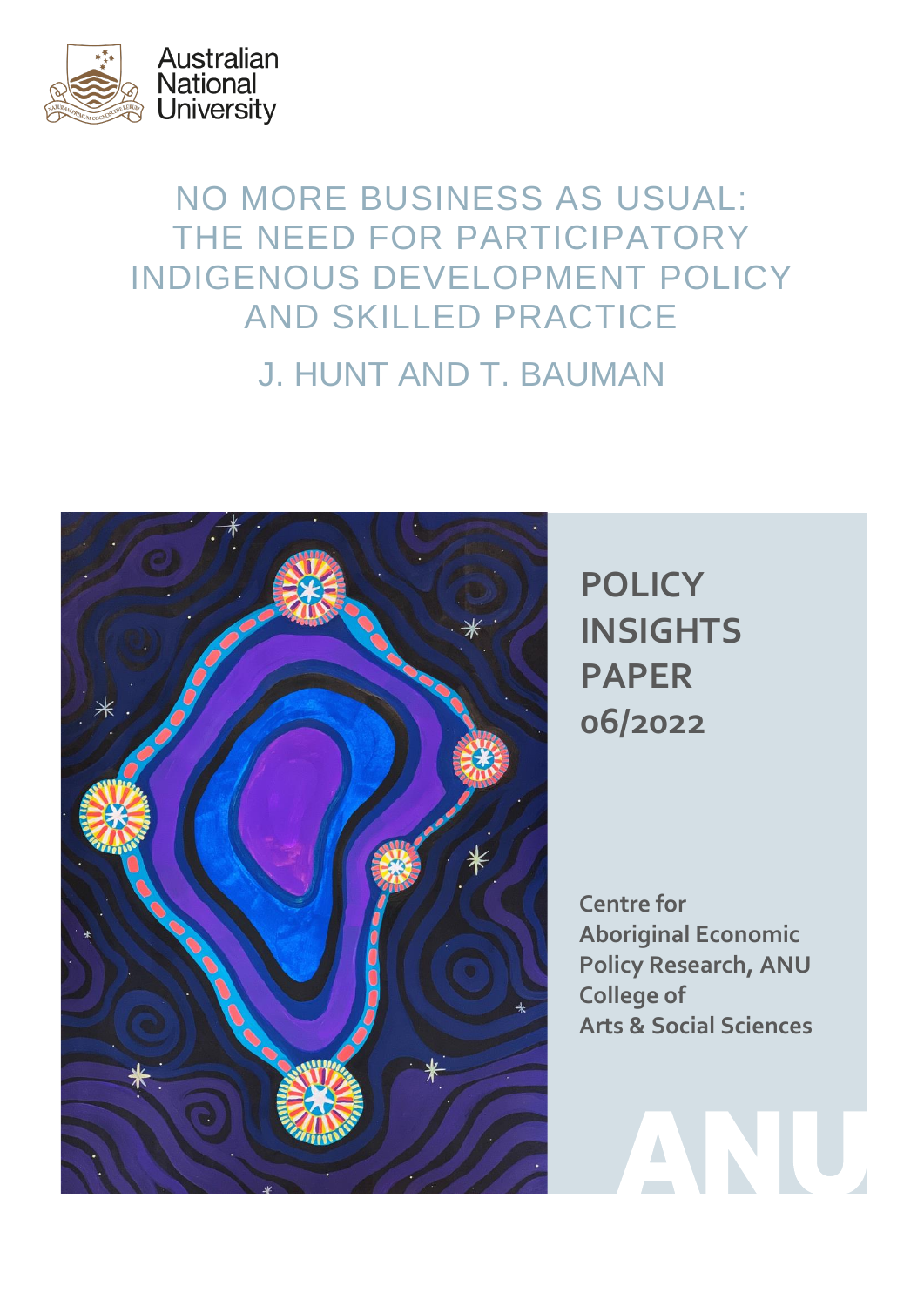Australian National University

# NO MORE BUSINESS AS USUAL: THE NEED FOR PARTICIPATORY INDIGENOUS DEVELOPMENT POLICY AND SKILLED PRACTICE

J. HUNT AND T. BAUMAN

**POLICY INSIGHTS PAPER 06/2022**

**Centre for Aboriginal Economic Policy Research, ANU College of Arts & Social Sciences**

ANU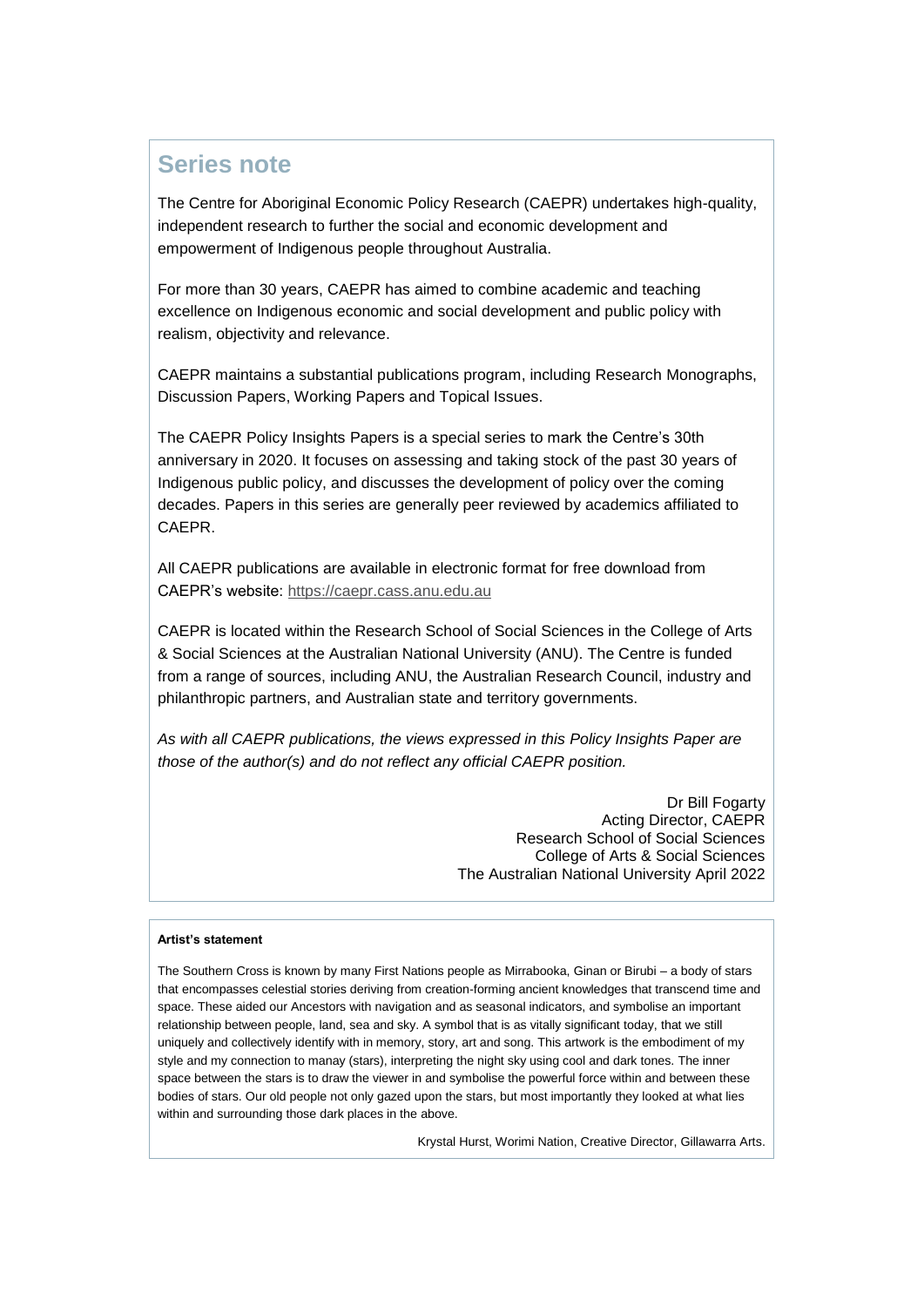## Series note

The Centre for Aboriginal Economic Policy Research (CAEPR) undertakes high-quality, independent research to further the social and economic development and empowerment of Indigenous people throughout Australia.

For more than 30 years, CAEPR has aimed to combine academic and teaching excellence on Indigenous economic and social development and public policy with realism, objectivity and relevance.

CAEPR maintains a substantial publications program, including Research Monographs, Discussion Papers, Working Papers and Topical Issues.

The CAEPR Policy Insights Papers is a special series to mark the Centre's 30th anniversary in 2020. It focuses on assessing and taking stock of the past 30 years of Indigenous public policy, and discusses the development of policy over the coming decades. Papers in this series are generally peer reviewed by academics affiliated to CAEPR.

All CAEPR publications are available in electronic format for free download from CAEPR's website: https://caepr.cass.anu.edu.au

CAEPR is located within the Research School of Social Sciences in the College of Arts & Social Sciences at the Australian National University (ANU). The Centre is funded from a range of sources, including ANU, the Australian Research Council, industry and philanthropic partners, and Australian state and territory governments.

*As with all CAEPR publications, the views expressed in this Policy Insights Paper are those of the author(s) and do not reflect any official CAEPR position.*

Dr Bill Fogarty
Acting Director, CAEPR
Research School of Social Sciences
College of Arts & Social Sciences
The Australian National University April 2022

**Artist's statement**

The Southern Cross is known by many First Nations people as Mirrabooka, Ginan or Birubi – a body of stars that encompasses celestial stories deriving from creation-forming ancient knowledges that transcend time and space. These aided our Ancestors with navigation and as seasonal indicators, and symbolise an important relationship between people, land, sea and sky. A symbol that is as vitally significant today, that we still uniquely and collectively identify with in memory, story, art and song. This artwork is the embodiment of my style and my connection to manay (stars), interpreting the night sky using cool and dark tones. The inner space between the stars is to draw the viewer in and symbolise the powerful force within and between these bodies of stars. Our old people not only gazed upon the stars, but most importantly they looked at what lies within and surrounding those dark places in the above.

Krystal Hurst, Worimi Nation, Creative Director, Gillawarra Arts.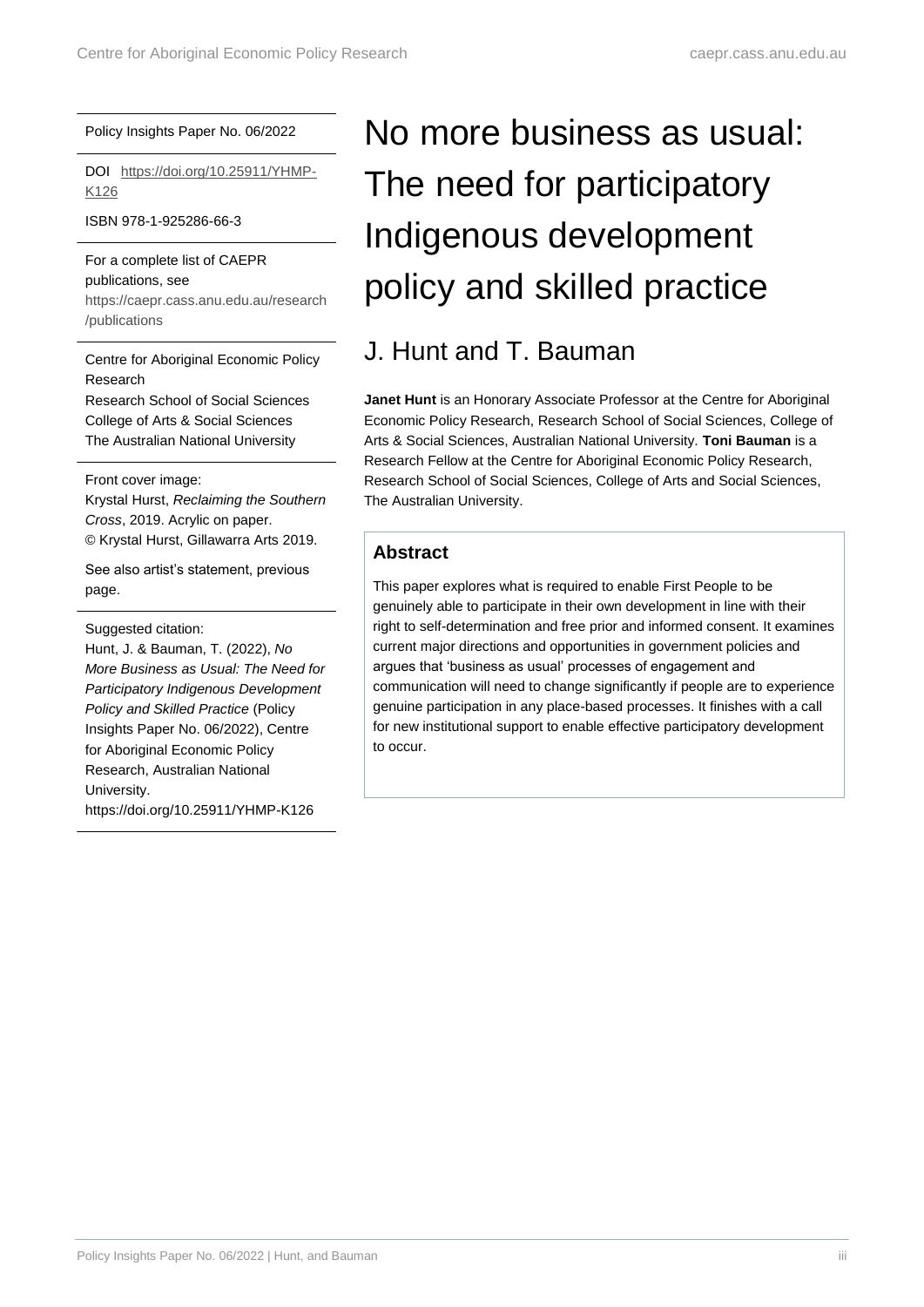Policy Insights Paper No. 06/2022

DOI https://doi.org/10.25911/YHMP-K126

ISBN 978-1-925286-66-3

For a complete list of CAEPR publications, see https://caepr.cass.anu.edu.au/research/publications

Centre for Aboriginal Economic Policy Research
Research School of Social Sciences
College of Arts & Social Sciences
The Australian National University

Front cover image:
Krystal Hurst, *Reclaiming the Southern Cross*, 2019. Acrylic on paper.
© Krystal Hurst, Gillawarra Arts 2019.

See also artist's statement, previous page.

Suggested citation:
Hunt, J. & Bauman, T. (2022), *No More Business as Usual: The Need for Participatory Indigenous Development Policy and Skilled Practice* (Policy Insights Paper No. 06/2022), Centre for Aboriginal Economic Policy Research, Australian National University.
https://doi.org/10.25911/YHMP-K126

# No more business as usual: The need for participatory Indigenous development policy and skilled practice

## J. Hunt and T. Bauman

**Janet Hunt** is an Honorary Associate Professor at the Centre for Aboriginal Economic Policy Research, Research School of Social Sciences, College of Arts & Social Sciences, Australian National University. **Toni Bauman** is a Research Fellow at the Centre for Aboriginal Economic Policy Research, Research School of Social Sciences, College of Arts and Social Sciences, The Australian University.

### Abstract

This paper explores what is required to enable First People to be genuinely able to participate in their own development in line with their right to self-determination and free prior and informed consent. It examines current major directions and opportunities in government policies and argues that 'business as usual' processes of engagement and communication will need to change significantly if people are to experience genuine participation in any place-based processes. It finishes with a call for new institutional support to enable effective participatory development to occur.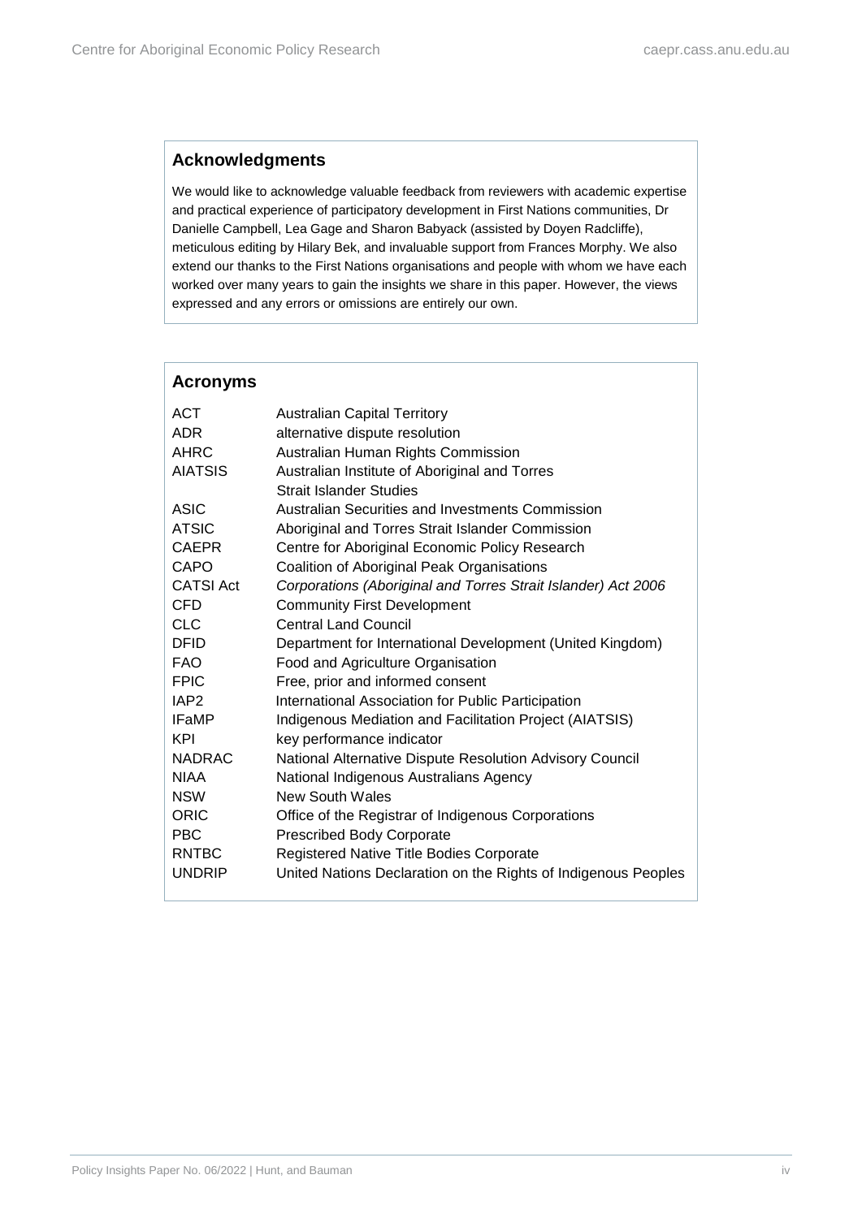## Acknowledgments

We would like to acknowledge valuable feedback from reviewers with academic expertise and practical experience of participatory development in First Nations communities, Dr Danielle Campbell, Lea Gage and Sharon Babyack (assisted by Doyen Radcliffe), meticulous editing by Hilary Bek, and invaluable support from Frances Morphy. We also extend our thanks to the First Nations organisations and people with whom we have each worked over many years to gain the insights we share in this paper. However, the views expressed and any errors or omissions are entirely our own.

## Acronyms

| | |
|---|---|
| ACT | Australian Capital Territory |
| ADR | alternative dispute resolution |
| AHRC | Australian Human Rights Commission |
| AIATSIS | Australian Institute of Aboriginal and Torres Strait Islander Studies |
| ASIC | Australian Securities and Investments Commission |
| ATSIC | Aboriginal and Torres Strait Islander Commission |
| CAEPR | Centre for Aboriginal Economic Policy Research |
| CAPO | Coalition of Aboriginal Peak Organisations |
| CATSI Act | *Corporations (Aboriginal and Torres Strait Islander) Act 2006* |
| CFD | Community First Development |
| CLC | Central Land Council |
| DFID | Department for International Development (United Kingdom) |
| FAO | Food and Agriculture Organisation |
| FPIC | Free, prior and informed consent |
| IAP2 | International Association for Public Participation |
| IFaMP | Indigenous Mediation and Facilitation Project (AIATSIS) |
| KPI | key performance indicator |
| NADRAC | National Alternative Dispute Resolution Advisory Council |
| NIAA | National Indigenous Australians Agency |
| NSW | New South Wales |
| ORIC | Office of the Registrar of Indigenous Corporations |
| PBC | Prescribed Body Corporate |
| RNTBC | Registered Native Title Bodies Corporate |
| UNDRIP | United Nations Declaration on the Rights of Indigenous Peoples |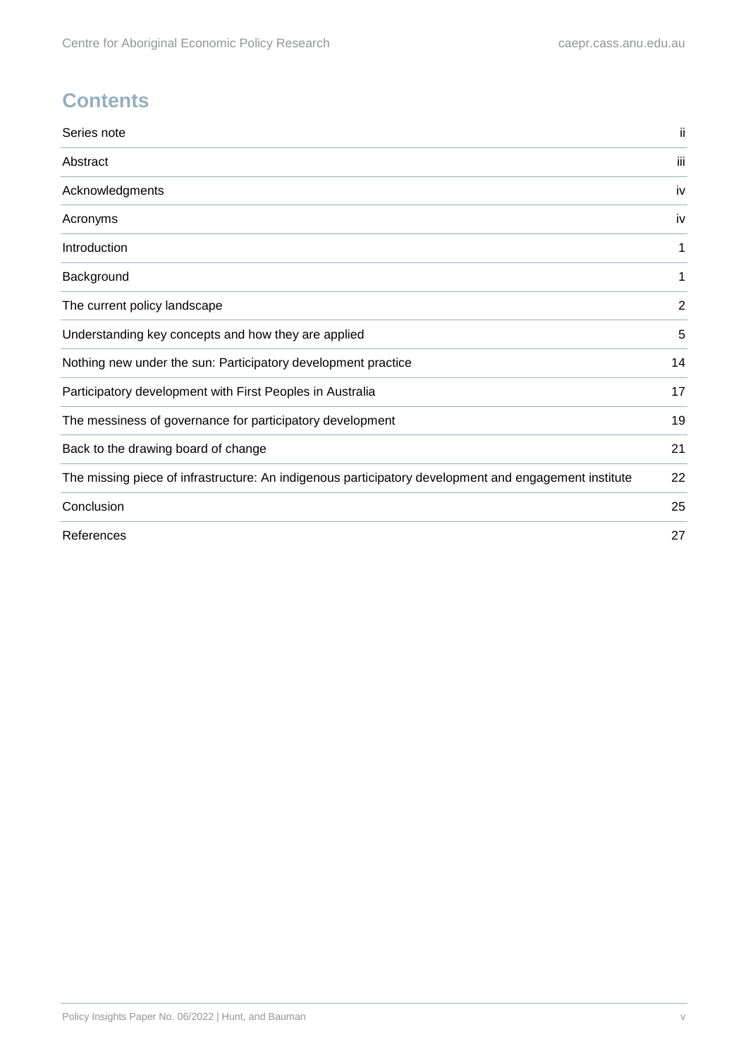# Contents

| | |
|---|---|
| Series note | ii |
| Abstract | iii |
| Acknowledgments | iv |
| Acronyms | iv |
| Introduction | 1 |
| Background | 1 |
| The current policy landscape | 2 |
| Understanding key concepts and how they are applied | 5 |
| Nothing new under the sun: Participatory development practice | 14 |
| Participatory development with First Peoples in Australia | 17 |
| The messiness of governance for participatory development | 19 |
| Back to the drawing board of change | 21 |
| The missing piece of infrastructure: An indigenous participatory development and engagement institute | 22 |
| Conclusion | 25 |
| References | 27 |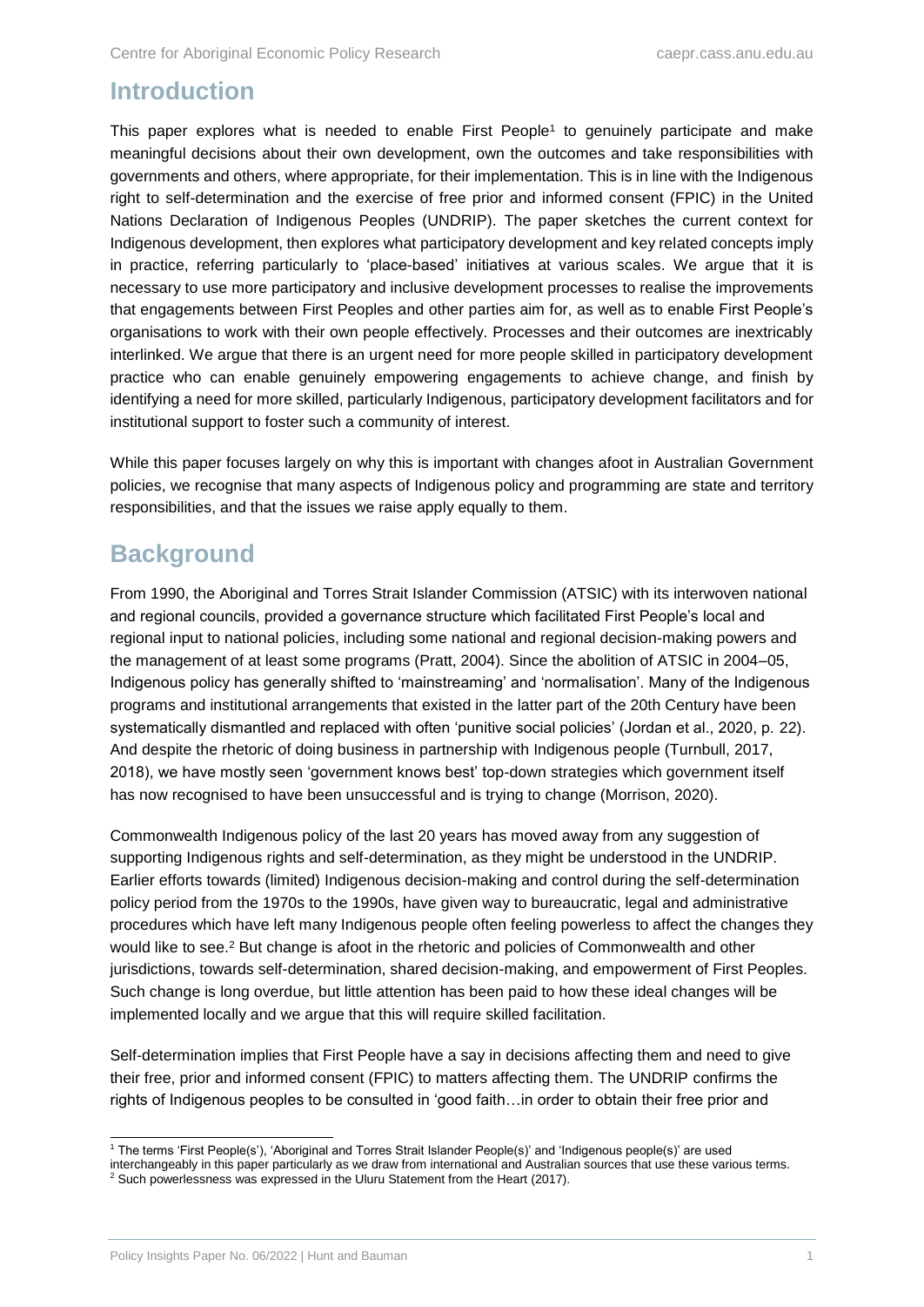## Introduction

This paper explores what is needed to enable First People[1] to genuinely participate and make meaningful decisions about their own development, own the outcomes and take responsibilities with governments and others, where appropriate, for their implementation. This is in line with the Indigenous right to self-determination and the exercise of free prior and informed consent (FPIC) in the United Nations Declaration of Indigenous Peoples (UNDRIP). The paper sketches the current context for Indigenous development, then explores what participatory development and key related concepts imply in practice, referring particularly to 'place-based' initiatives at various scales. We argue that it is necessary to use more participatory and inclusive development processes to realise the improvements that engagements between First Peoples and other parties aim for, as well as to enable First People's organisations to work with their own people effectively. Processes and their outcomes are inextricably interlinked. We argue that there is an urgent need for more people skilled in participatory development practice who can enable genuinely empowering engagements to achieve change, and finish by identifying a need for more skilled, particularly Indigenous, participatory development facilitators and for institutional support to foster such a community of interest.

While this paper focuses largely on why this is important with changes afoot in Australian Government policies, we recognise that many aspects of Indigenous policy and programming are state and territory responsibilities, and that the issues we raise apply equally to them.

## Background

From 1990, the Aboriginal and Torres Strait Islander Commission (ATSIC) with its interwoven national and regional councils, provided a governance structure which facilitated First People's local and regional input to national policies, including some national and regional decision-making powers and the management of at least some programs (Pratt, 2004). Since the abolition of ATSIC in 2004–05, Indigenous policy has generally shifted to 'mainstreaming' and 'normalisation'. Many of the Indigenous programs and institutional arrangements that existed in the latter part of the 20th Century have been systematically dismantled and replaced with often 'punitive social policies' (Jordan et al., 2020, p. 22). And despite the rhetoric of doing business in partnership with Indigenous people (Turnbull, 2017, 2018), we have mostly seen 'government knows best' top-down strategies which government itself has now recognised to have been unsuccessful and is trying to change (Morrison, 2020).

Commonwealth Indigenous policy of the last 20 years has moved away from any suggestion of supporting Indigenous rights and self-determination, as they might be understood in the UNDRIP. Earlier efforts towards (limited) Indigenous decision-making and control during the self-determination policy period from the 1970s to the 1990s, have given way to bureaucratic, legal and administrative procedures which have left many Indigenous people often feeling powerless to affect the changes they would like to see.[2] But change is afoot in the rhetoric and policies of Commonwealth and other jurisdictions, towards self-determination, shared decision-making, and empowerment of First Peoples. Such change is long overdue, but little attention has been paid to how these ideal changes will be implemented locally and we argue that this will require skilled facilitation.

Self-determination implies that First People have a say in decisions affecting them and need to give their free, prior and informed consent (FPIC) to matters affecting them. The UNDRIP confirms the rights of Indigenous peoples to be consulted in 'good faith…in order to obtain their free prior and

[1] The terms 'First People(s')', 'Aboriginal and Torres Strait Islander People(s)' and 'Indigenous people(s)' are used interchangeably in this paper particularly as we draw from international and Australian sources that use these various terms.

[2] Such powerlessness was expressed in the Uluru Statement from the Heart (2017).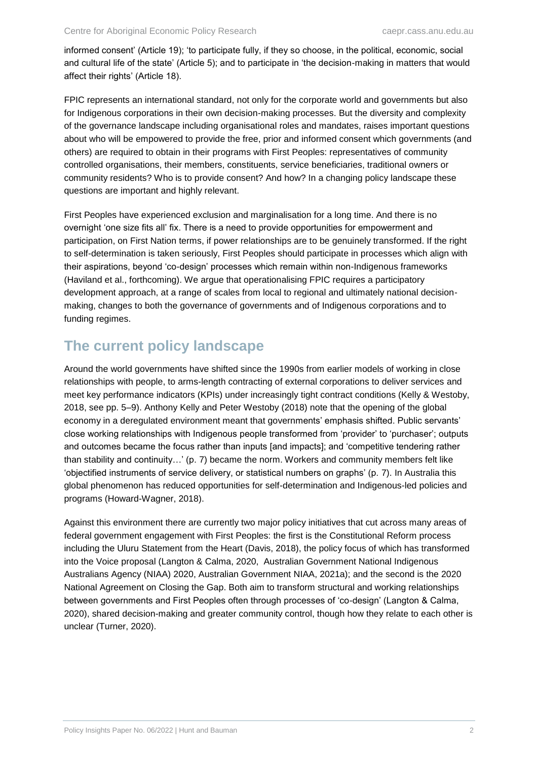informed consent' (Article 19); 'to participate fully, if they so choose, in the political, economic, social and cultural life of the state' (Article 5); and to participate in 'the decision-making in matters that would affect their rights' (Article 18).

FPIC represents an international standard, not only for the corporate world and governments but also for Indigenous corporations in their own decision-making processes. But the diversity and complexity of the governance landscape including organisational roles and mandates, raises important questions about who will be empowered to provide the free, prior and informed consent which governments (and others) are required to obtain in their programs with First Peoples: representatives of community controlled organisations, their members, constituents, service beneficiaries, traditional owners or community residents? Who is to provide consent? And how? In a changing policy landscape these questions are important and highly relevant.

First Peoples have experienced exclusion and marginalisation for a long time. And there is no overnight 'one size fits all' fix. There is a need to provide opportunities for empowerment and participation, on First Nation terms, if power relationships are to be genuinely transformed. If the right to self-determination is taken seriously, First Peoples should participate in processes which align with their aspirations, beyond 'co-design' processes which remain within non-Indigenous frameworks (Haviland et al., forthcoming). We argue that operationalising FPIC requires a participatory development approach, at a range of scales from local to regional and ultimately national decision-making, changes to both the governance of governments and of Indigenous corporations and to funding regimes.

## The current policy landscape

Around the world governments have shifted since the 1990s from earlier models of working in close relationships with people, to arms-length contracting of external corporations to deliver services and meet key performance indicators (KPIs) under increasingly tight contract conditions (Kelly & Westoby, 2018, see pp. 5–9). Anthony Kelly and Peter Westoby (2018) note that the opening of the global economy in a deregulated environment meant that governments' emphasis shifted. Public servants' close working relationships with Indigenous people transformed from 'provider' to 'purchaser'; outputs and outcomes became the focus rather than inputs [and impacts]; and 'competitive tendering rather than stability and continuity…' (p. 7) became the norm. Workers and community members felt like 'objectified instruments of service delivery, or statistical numbers on graphs' (p. 7). In Australia this global phenomenon has reduced opportunities for self-determination and Indigenous-led policies and programs (Howard-Wagner, 2018).

Against this environment there are currently two major policy initiatives that cut across many areas of federal government engagement with First Peoples: the first is the Constitutional Reform process including the Uluru Statement from the Heart (Davis, 2018), the policy focus of which has transformed into the Voice proposal (Langton & Calma, 2020, Australian Government National Indigenous Australians Agency (NIAA) 2020, Australian Government NIAA, 2021a); and the second is the 2020 National Agreement on Closing the Gap. Both aim to transform structural and working relationships between governments and First Peoples often through processes of 'co-design' (Langton & Calma, 2020), shared decision-making and greater community control, though how they relate to each other is unclear (Turner, 2020).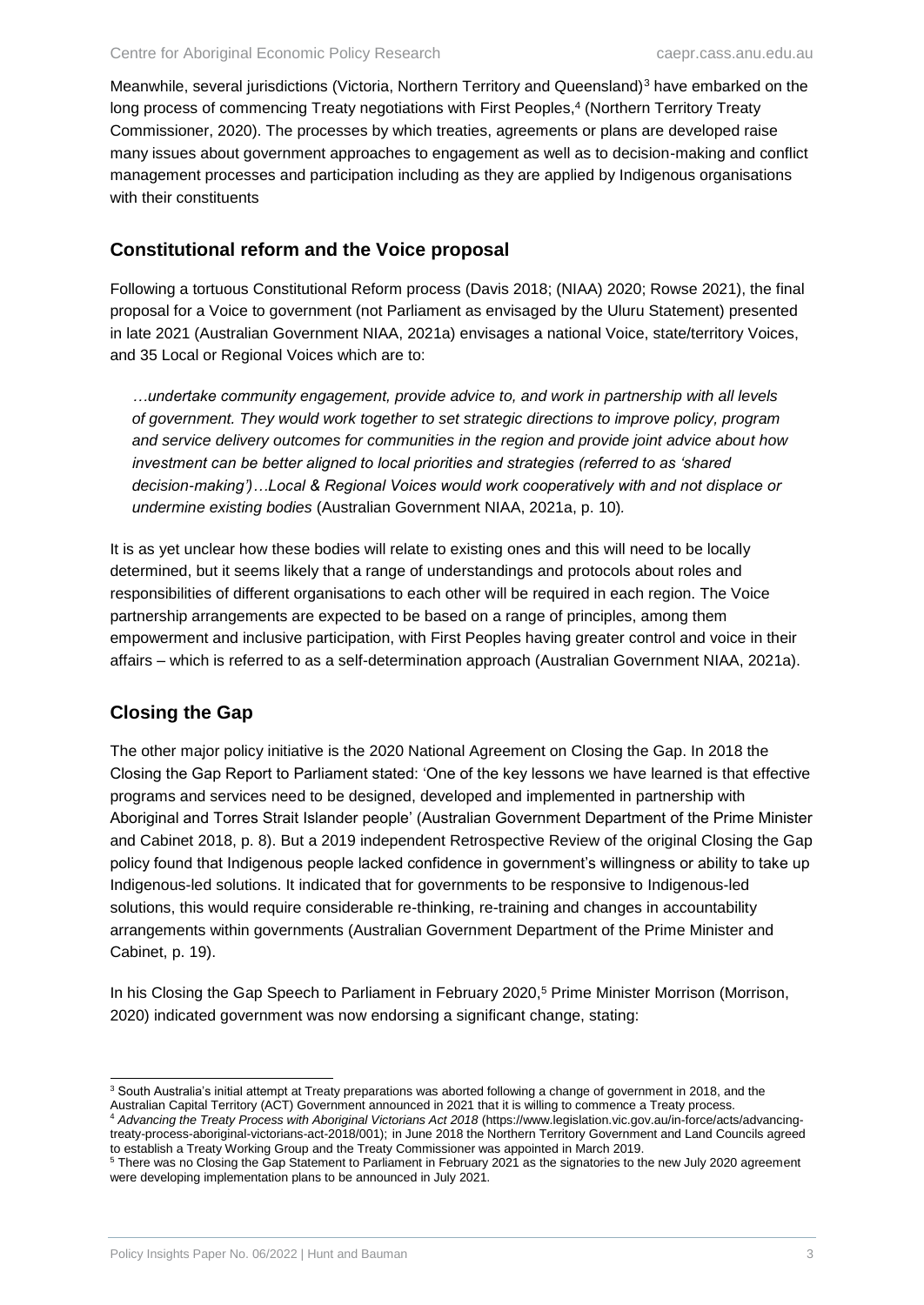Meanwhile, several jurisdictions (Victoria, Northern Territory and Queensland)[3] have embarked on the long process of commencing Treaty negotiations with First Peoples,[4] (Northern Territory Treaty Commissioner, 2020). The processes by which treaties, agreements or plans are developed raise many issues about government approaches to engagement as well as to decision-making and conflict management processes and participation including as they are applied by Indigenous organisations with their constituents

## Constitutional reform and the Voice proposal

Following a tortuous Constitutional Reform process (Davis 2018; (NIAA) 2020; Rowse 2021), the final proposal for a Voice to government (not Parliament as envisaged by the Uluru Statement) presented in late 2021 (Australian Government NIAA, 2021a) envisages a national Voice, state/territory Voices, and 35 Local or Regional Voices which are to:

> *…undertake community engagement, provide advice to, and work in partnership with all levels of government. They would work together to set strategic directions to improve policy, program and service delivery outcomes for communities in the region and provide joint advice about how investment can be better aligned to local priorities and strategies (referred to as 'shared decision-making')…Local & Regional Voices would work cooperatively with and not displace or undermine existing bodies* (Australian Government NIAA, 2021a, p. 10).

It is as yet unclear how these bodies will relate to existing ones and this will need to be locally determined, but it seems likely that a range of understandings and protocols about roles and responsibilities of different organisations to each other will be required in each region. The Voice partnership arrangements are expected to be based on a range of principles, among them empowerment and inclusive participation, with First Peoples having greater control and voice in their affairs – which is referred to as a self-determination approach (Australian Government NIAA, 2021a).

## Closing the Gap

The other major policy initiative is the 2020 National Agreement on Closing the Gap. In 2018 the Closing the Gap Report to Parliament stated: 'One of the key lessons we have learned is that effective programs and services need to be designed, developed and implemented in partnership with Aboriginal and Torres Strait Islander people' (Australian Government Department of the Prime Minister and Cabinet 2018, p. 8). But a 2019 independent Retrospective Review of the original Closing the Gap policy found that Indigenous people lacked confidence in government's willingness or ability to take up Indigenous-led solutions. It indicated that for governments to be responsive to Indigenous-led solutions, this would require considerable re-thinking, re-training and changes in accountability arrangements within governments (Australian Government Department of the Prime Minister and Cabinet, p. 19).

In his Closing the Gap Speech to Parliament in February 2020,[5] Prime Minister Morrison (Morrison, 2020) indicated government was now endorsing a significant change, stating:

---

[3] South Australia's initial attempt at Treaty preparations was aborted following a change of government in 2018, and the Australian Capital Territory (ACT) Government announced in 2021 that it is willing to commence a Treaty process.

[4] *Advancing the Treaty Process with Aboriginal Victorians Act 2018* (https://www.legislation.vic.gov.au/in-force/acts/advancing-treaty-process-aboriginal-victorians-act-2018/001); in June 2018 the Northern Territory Government and Land Councils agreed to establish a Treaty Working Group and the Treaty Commissioner was appointed in March 2019.

[5] There was no Closing the Gap Statement to Parliament in February 2021 as the signatories to the new July 2020 agreement were developing implementation plans to be announced in July 2021.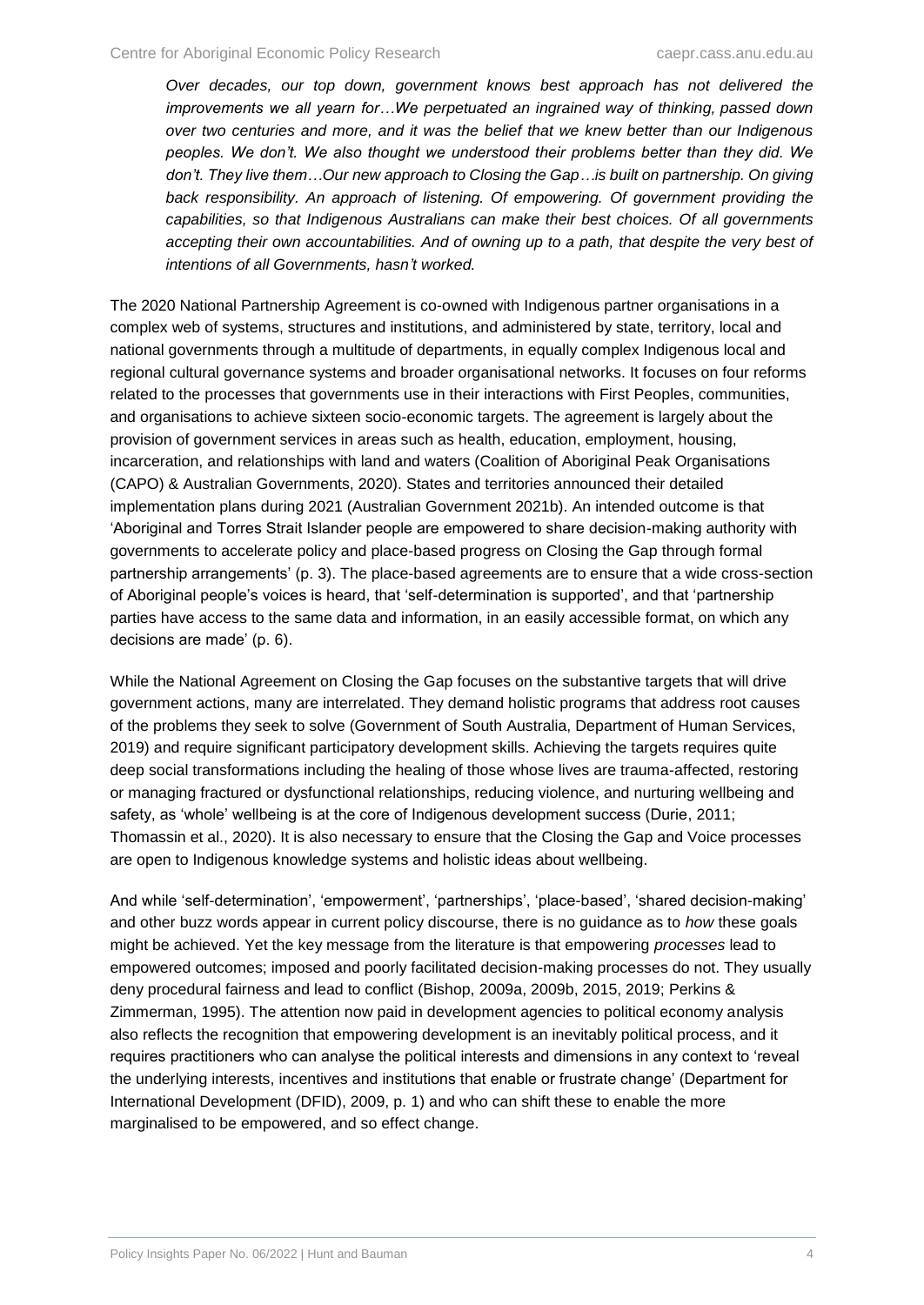> *Over decades, our top down, government knows best approach has not delivered the improvements we all yearn for…We perpetuated an ingrained way of thinking, passed down over two centuries and more, and it was the belief that we knew better than our Indigenous peoples. We don't. We also thought we understood their problems better than they did. We don't. They live them…Our new approach to Closing the Gap…is built on partnership. On giving back responsibility. An approach of listening. Of empowering. Of government providing the capabilities, so that Indigenous Australians can make their best choices. Of all governments accepting their own accountabilities. And of owning up to a path, that despite the very best of intentions of all Governments, hasn't worked.*

The 2020 National Partnership Agreement is co-owned with Indigenous partner organisations in a complex web of systems, structures and institutions, and administered by state, territory, local and national governments through a multitude of departments, in equally complex Indigenous local and regional cultural governance systems and broader organisational networks. It focuses on four reforms related to the processes that governments use in their interactions with First Peoples, communities, and organisations to achieve sixteen socio-economic targets. The agreement is largely about the provision of government services in areas such as health, education, employment, housing, incarceration, and relationships with land and waters (Coalition of Aboriginal Peak Organisations (CAPO) & Australian Governments, 2020). States and territories announced their detailed implementation plans during 2021 (Australian Government 2021b). An intended outcome is that 'Aboriginal and Torres Strait Islander people are empowered to share decision-making authority with governments to accelerate policy and place-based progress on Closing the Gap through formal partnership arrangements' (p. 3). The place-based agreements are to ensure that a wide cross-section of Aboriginal people's voices is heard, that 'self-determination is supported', and that 'partnership parties have access to the same data and information, in an easily accessible format, on which any decisions are made' (p. 6).

While the National Agreement on Closing the Gap focuses on the substantive targets that will drive government actions, many are interrelated. They demand holistic programs that address root causes of the problems they seek to solve (Government of South Australia, Department of Human Services, 2019) and require significant participatory development skills. Achieving the targets requires quite deep social transformations including the healing of those whose lives are trauma-affected, restoring or managing fractured or dysfunctional relationships, reducing violence, and nurturing wellbeing and safety, as 'whole' wellbeing is at the core of Indigenous development success (Durie, 2011; Thomassin et al., 2020). It is also necessary to ensure that the Closing the Gap and Voice processes are open to Indigenous knowledge systems and holistic ideas about wellbeing.

And while 'self-determination', 'empowerment', 'partnerships', 'place-based', 'shared decision-making' and other buzz words appear in current policy discourse, there is no guidance as to *how* these goals might be achieved. Yet the key message from the literature is that empowering *processes* lead to empowered outcomes; imposed and poorly facilitated decision-making processes do not. They usually deny procedural fairness and lead to conflict (Bishop, 2009a, 2009b, 2015, 2019; Perkins & Zimmerman, 1995). The attention now paid in development agencies to political economy analysis also reflects the recognition that empowering development is an inevitably political process, and it requires practitioners who can analyse the political interests and dimensions in any context to 'reveal the underlying interests, incentives and institutions that enable or frustrate change' (Department for International Development (DFID), 2009, p. 1) and who can shift these to enable the more marginalised to be empowered, and so effect change.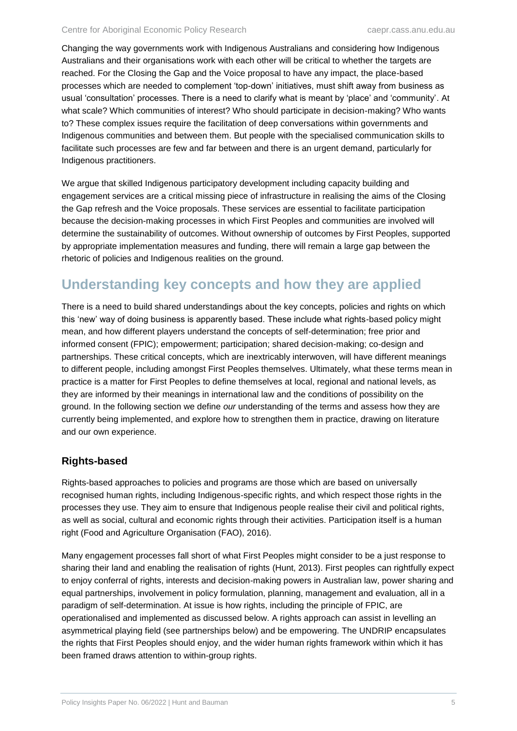Changing the way governments work with Indigenous Australians and considering how Indigenous Australians and their organisations work with each other will be critical to whether the targets are reached. For the Closing the Gap and the Voice proposal to have any impact, the place-based processes which are needed to complement 'top-down' initiatives, must shift away from business as usual 'consultation' processes. There is a need to clarify what is meant by 'place' and 'community'. At what scale? Which communities of interest? Who should participate in decision-making? Who wants to? These complex issues require the facilitation of deep conversations within governments and Indigenous communities and between them. But people with the specialised communication skills to facilitate such processes are few and far between and there is an urgent demand, particularly for Indigenous practitioners.

We argue that skilled Indigenous participatory development including capacity building and engagement services are a critical missing piece of infrastructure in realising the aims of the Closing the Gap refresh and the Voice proposals. These services are essential to facilitate participation because the decision-making processes in which First Peoples and communities are involved will determine the sustainability of outcomes. Without ownership of outcomes by First Peoples, supported by appropriate implementation measures and funding, there will remain a large gap between the rhetoric of policies and Indigenous realities on the ground.

## Understanding key concepts and how they are applied

There is a need to build shared understandings about the key concepts, policies and rights on which this 'new' way of doing business is apparently based. These include what rights-based policy might mean, and how different players understand the concepts of self-determination; free prior and informed consent (FPIC); empowerment; participation; shared decision-making; co-design and partnerships. These critical concepts, which are inextricably interwoven, will have different meanings to different people, including amongst First Peoples themselves. Ultimately, what these terms mean in practice is a matter for First Peoples to define themselves at local, regional and national levels, as they are informed by their meanings in international law and the conditions of possibility on the ground. In the following section we define *our* understanding of the terms and assess how they are currently being implemented, and explore how to strengthen them in practice, drawing on literature and our own experience.

### Rights-based

Rights-based approaches to policies and programs are those which are based on universally recognised human rights, including Indigenous-specific rights, and which respect those rights in the processes they use. They aim to ensure that Indigenous people realise their civil and political rights, as well as social, cultural and economic rights through their activities. Participation itself is a human right (Food and Agriculture Organisation (FAO), 2016).

Many engagement processes fall short of what First Peoples might consider to be a just response to sharing their land and enabling the realisation of rights (Hunt, 2013). First peoples can rightfully expect to enjoy conferral of rights, interests and decision-making powers in Australian law, power sharing and equal partnerships, involvement in policy formulation, planning, management and evaluation, all in a paradigm of self-determination. At issue is how rights, including the principle of FPIC, are operationalised and implemented as discussed below. A rights approach can assist in levelling an asymmetrical playing field (see partnerships below) and be empowering. The UNDRIP encapsulates the rights that First Peoples should enjoy, and the wider human rights framework within which it has been framed draws attention to within-group rights.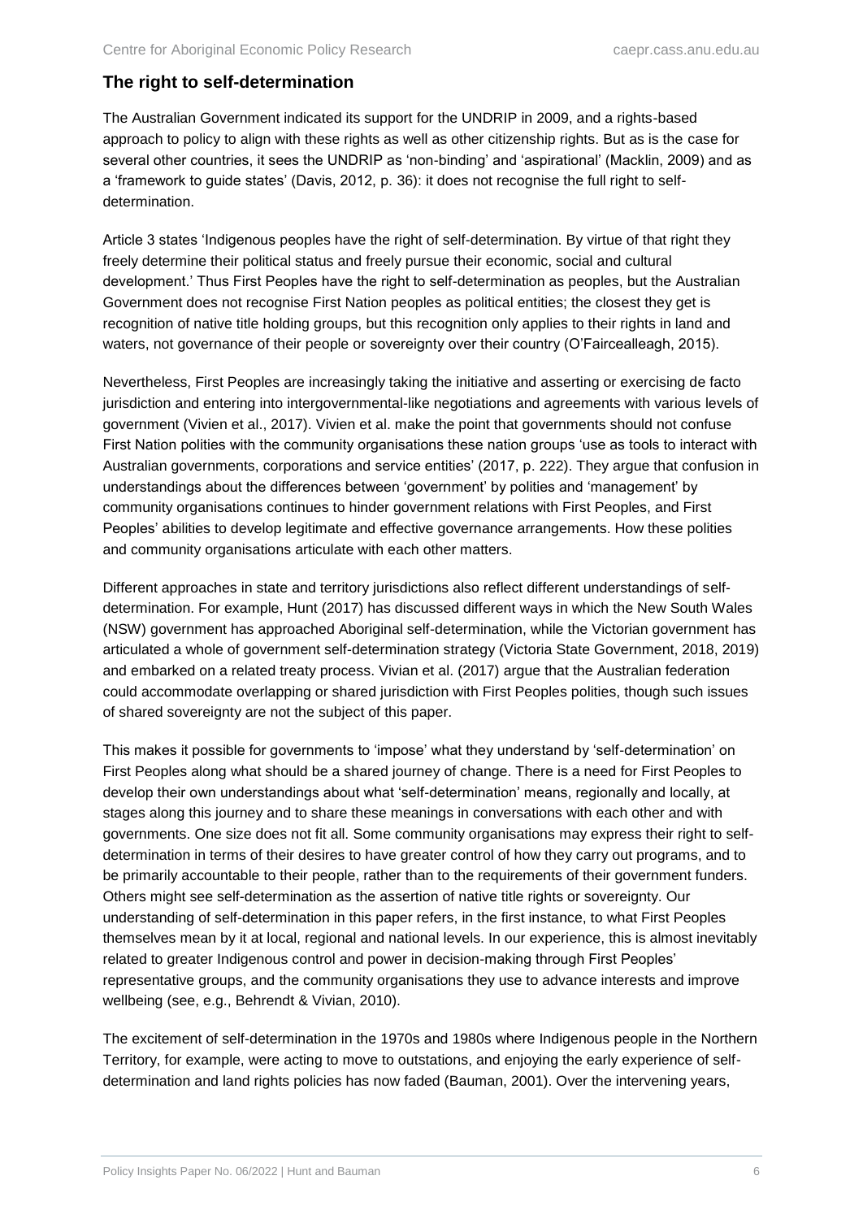## The right to self-determination

The Australian Government indicated its support for the UNDRIP in 2009, and a rights-based approach to policy to align with these rights as well as other citizenship rights. But as is the case for several other countries, it sees the UNDRIP as 'non-binding' and 'aspirational' (Macklin, 2009) and as a 'framework to guide states' (Davis, 2012, p. 36): it does not recognise the full right to self-determination.

Article 3 states 'Indigenous peoples have the right of self-determination. By virtue of that right they freely determine their political status and freely pursue their economic, social and cultural development.' Thus First Peoples have the right to self-determination as peoples, but the Australian Government does not recognise First Nation peoples as political entities; the closest they get is recognition of native title holding groups, but this recognition only applies to their rights in land and waters, not governance of their people or sovereignty over their country (O'Faircealleagh, 2015).

Nevertheless, First Peoples are increasingly taking the initiative and asserting or exercising de facto jurisdiction and entering into intergovernmental-like negotiations and agreements with various levels of government (Vivien et al., 2017). Vivien et al. make the point that governments should not confuse First Nation polities with the community organisations these nation groups 'use as tools to interact with Australian governments, corporations and service entities' (2017, p. 222). They argue that confusion in understandings about the differences between 'government' by polities and 'management' by community organisations continues to hinder government relations with First Peoples, and First Peoples' abilities to develop legitimate and effective governance arrangements. How these polities and community organisations articulate with each other matters.

Different approaches in state and territory jurisdictions also reflect different understandings of self-determination. For example, Hunt (2017) has discussed different ways in which the New South Wales (NSW) government has approached Aboriginal self-determination, while the Victorian government has articulated a whole of government self-determination strategy (Victoria State Government, 2018, 2019) and embarked on a related treaty process. Vivian et al. (2017) argue that the Australian federation could accommodate overlapping or shared jurisdiction with First Peoples polities, though such issues of shared sovereignty are not the subject of this paper.

This makes it possible for governments to 'impose' what they understand by 'self-determination' on First Peoples along what should be a shared journey of change. There is a need for First Peoples to develop their own understandings about what 'self-determination' means, regionally and locally, at stages along this journey and to share these meanings in conversations with each other and with governments. One size does not fit all. Some community organisations may express their right to self-determination in terms of their desires to have greater control of how they carry out programs, and to be primarily accountable to their people, rather than to the requirements of their government funders. Others might see self-determination as the assertion of native title rights or sovereignty. Our understanding of self-determination in this paper refers, in the first instance, to what First Peoples themselves mean by it at local, regional and national levels. In our experience, this is almost inevitably related to greater Indigenous control and power in decision-making through First Peoples' representative groups, and the community organisations they use to advance interests and improve wellbeing (see, e.g., Behrendt & Vivian, 2010).

The excitement of self-determination in the 1970s and 1980s where Indigenous people in the Northern Territory, for example, were acting to move to outstations, and enjoying the early experience of self-determination and land rights policies has now faded (Bauman, 2001). Over the intervening years,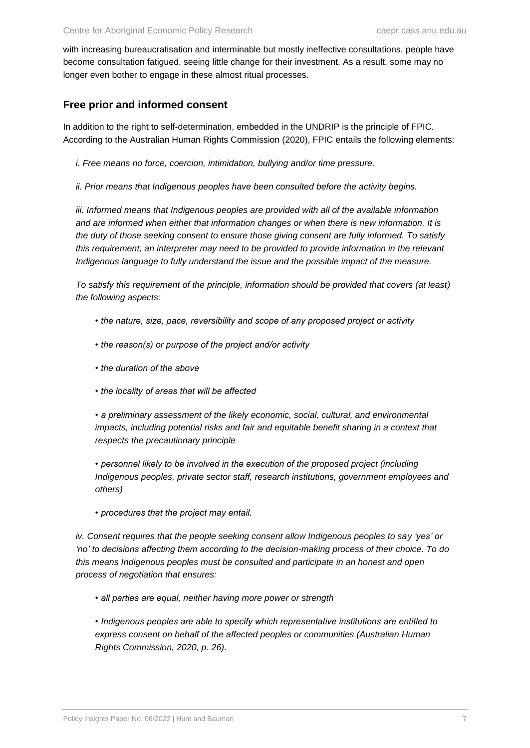with increasing bureaucratisation and interminable but mostly ineffective consultations, people have become consultation fatigued, seeing little change for their investment. As a result, some may no longer even bother to engage in these almost ritual processes.

## Free prior and informed consent

In addition to the right to self-determination, embedded in the UNDRIP is the principle of FPIC. According to the Australian Human Rights Commission (2020), FPIC entails the following elements:

*i. Free means no force, coercion, intimidation, bullying and/or time pressure.*

*ii. Prior means that Indigenous peoples have been consulted before the activity begins.*

*iii. Informed means that Indigenous peoples are provided with all of the available information and are informed when either that information changes or when there is new information. It is the duty of those seeking consent to ensure those giving consent are fully informed. To satisfy this requirement, an interpreter may need to be provided to provide information in the relevant Indigenous language to fully understand the issue and the possible impact of the measure.*

*To satisfy this requirement of the principle, information should be provided that covers (at least) the following aspects:*

- *the nature, size, pace, reversibility and scope of any proposed project or activity*
- *the reason(s) or purpose of the project and/or activity*
- *the duration of the above*
- *the locality of areas that will be affected*
- *a preliminary assessment of the likely economic, social, cultural, and environmental impacts, including potential risks and fair and equitable benefit sharing in a context that respects the precautionary principle*
- *personnel likely to be involved in the execution of the proposed project (including Indigenous peoples, private sector staff, research institutions, government employees and others)*
- *procedures that the project may entail.*

*iv. Consent requires that the people seeking consent allow Indigenous peoples to say 'yes' or 'no' to decisions affecting them according to the decision-making process of their choice. To do this means Indigenous peoples must be consulted and participate in an honest and open process of negotiation that ensures:*

- *all parties are equal, neither having more power or strength*
- *Indigenous peoples are able to specify which representative institutions are entitled to express consent on behalf of the affected peoples or communities (Australian Human Rights Commission, 2020, p. 26).*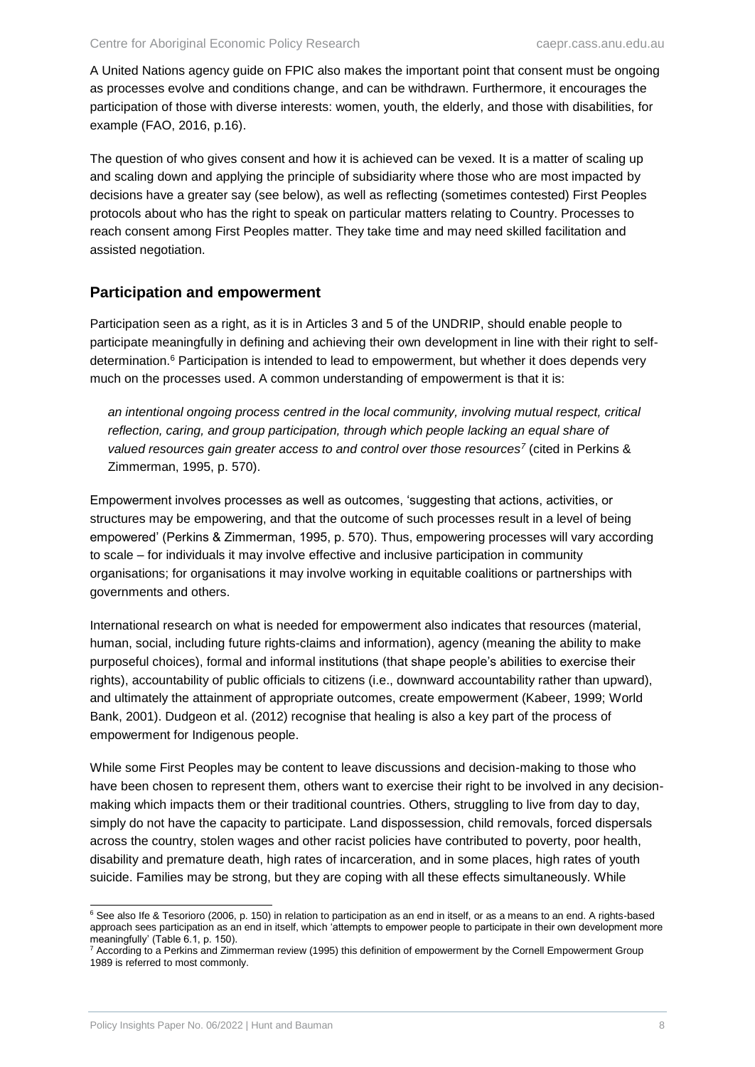A United Nations agency guide on FPIC also makes the important point that consent must be ongoing as processes evolve and conditions change, and can be withdrawn. Furthermore, it encourages the participation of those with diverse interests: women, youth, the elderly, and those with disabilities, for example (FAO, 2016, p.16).

The question of who gives consent and how it is achieved can be vexed. It is a matter of scaling up and scaling down and applying the principle of subsidiarity where those who are most impacted by decisions have a greater say (see below), as well as reflecting (sometimes contested) First Peoples protocols about who has the right to speak on particular matters relating to Country. Processes to reach consent among First Peoples matter. They take time and may need skilled facilitation and assisted negotiation.

## Participation and empowerment

Participation seen as a right, as it is in Articles 3 and 5 of the UNDRIP, should enable people to participate meaningfully in defining and achieving their own development in line with their right to self-determination.[6] Participation is intended to lead to empowerment, but whether it does depends very much on the processes used. A common understanding of empowerment is that it is:

> *an intentional ongoing process centred in the local community, involving mutual respect, critical reflection, caring, and group participation, through which people lacking an equal share of valued resources gain greater access to and control over those resources*[7] (cited in Perkins & Zimmerman, 1995, p. 570).

Empowerment involves processes as well as outcomes, 'suggesting that actions, activities, or structures may be empowering, and that the outcome of such processes result in a level of being empowered' (Perkins & Zimmerman, 1995, p. 570). Thus, empowering processes will vary according to scale – for individuals it may involve effective and inclusive participation in community organisations; for organisations it may involve working in equitable coalitions or partnerships with governments and others.

International research on what is needed for empowerment also indicates that resources (material, human, social, including future rights-claims and information), agency (meaning the ability to make purposeful choices), formal and informal institutions (that shape people's abilities to exercise their rights), accountability of public officials to citizens (i.e., downward accountability rather than upward), and ultimately the attainment of appropriate outcomes, create empowerment (Kabeer, 1999; World Bank, 2001). Dudgeon et al. (2012) recognise that healing is also a key part of the process of empowerment for Indigenous people.

While some First Peoples may be content to leave discussions and decision-making to those who have been chosen to represent them, others want to exercise their right to be involved in any decision-making which impacts them or their traditional countries. Others, struggling to live from day to day, simply do not have the capacity to participate. Land dispossession, child removals, forced dispersals across the country, stolen wages and other racist policies have contributed to poverty, poor health, disability and premature death, high rates of incarceration, and in some places, high rates of youth suicide. Families may be strong, but they are coping with all these effects simultaneously. While

---

[6] See also Ife & Tesorioro (2006, p. 150) in relation to participation as an end in itself, or as a means to an end. A rights-based approach sees participation as an end in itself, which 'attempts to empower people to participate in their own development more meaningfully' (Table 6.1, p. 150).

[7] According to a Perkins and Zimmerman review (1995) this definition of empowerment by the Cornell Empowerment Group 1989 is referred to most commonly.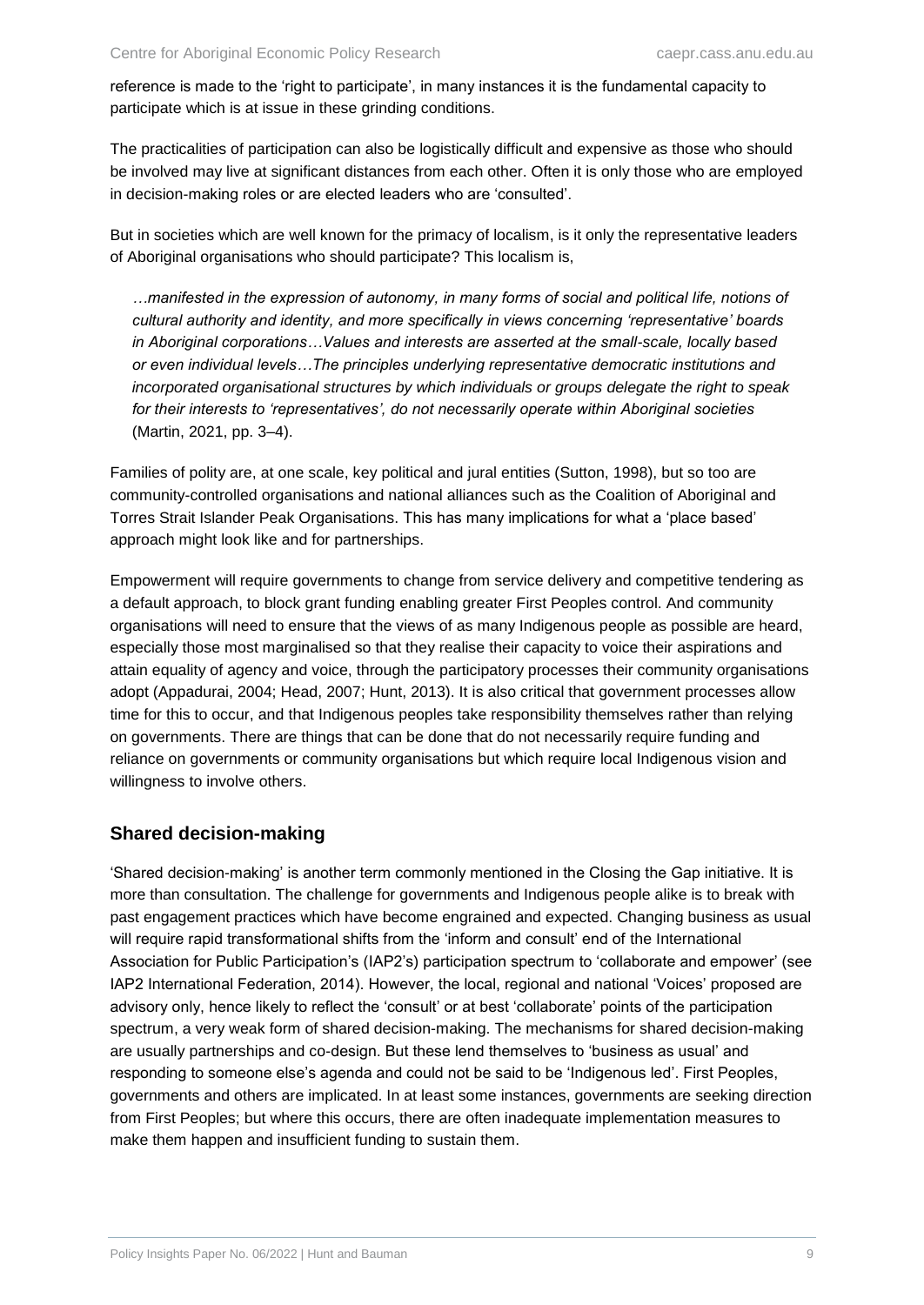reference is made to the 'right to participate', in many instances it is the fundamental capacity to participate which is at issue in these grinding conditions.

The practicalities of participation can also be logistically difficult and expensive as those who should be involved may live at significant distances from each other. Often it is only those who are employed in decision-making roles or are elected leaders who are 'consulted'.

But in societies which are well known for the primacy of localism, is it only the representative leaders of Aboriginal organisations who should participate? This localism is,

> *…manifested in the expression of autonomy, in many forms of social and political life, notions of cultural authority and identity, and more specifically in views concerning 'representative' boards in Aboriginal corporations…Values and interests are asserted at the small-scale, locally based or even individual levels…The principles underlying representative democratic institutions and incorporated organisational structures by which individuals or groups delegate the right to speak for their interests to 'representatives', do not necessarily operate within Aboriginal societies* (Martin, 2021, pp. 3–4).

Families of polity are, at one scale, key political and jural entities (Sutton, 1998), but so too are community-controlled organisations and national alliances such as the Coalition of Aboriginal and Torres Strait Islander Peak Organisations. This has many implications for what a 'place based' approach might look like and for partnerships.

Empowerment will require governments to change from service delivery and competitive tendering as a default approach, to block grant funding enabling greater First Peoples control. And community organisations will need to ensure that the views of as many Indigenous people as possible are heard, especially those most marginalised so that they realise their capacity to voice their aspirations and attain equality of agency and voice, through the participatory processes their community organisations adopt (Appadurai, 2004; Head, 2007; Hunt, 2013). It is also critical that government processes allow time for this to occur, and that Indigenous peoples take responsibility themselves rather than relying on governments. There are things that can be done that do not necessarily require funding and reliance on governments or community organisations but which require local Indigenous vision and willingness to involve others.

## Shared decision-making

'Shared decision-making' is another term commonly mentioned in the Closing the Gap initiative. It is more than consultation. The challenge for governments and Indigenous people alike is to break with past engagement practices which have become engrained and expected. Changing business as usual will require rapid transformational shifts from the 'inform and consult' end of the International Association for Public Participation's (IAP2's) participation spectrum to 'collaborate and empower' (see IAP2 International Federation, 2014). However, the local, regional and national 'Voices' proposed are advisory only, hence likely to reflect the 'consult' or at best 'collaborate' points of the participation spectrum, a very weak form of shared decision-making. The mechanisms for shared decision-making are usually partnerships and co-design. But these lend themselves to 'business as usual' and responding to someone else's agenda and could not be said to be 'Indigenous led'. First Peoples, governments and others are implicated. In at least some instances, governments are seeking direction from First Peoples; but where this occurs, there are often inadequate implementation measures to make them happen and insufficient funding to sustain them.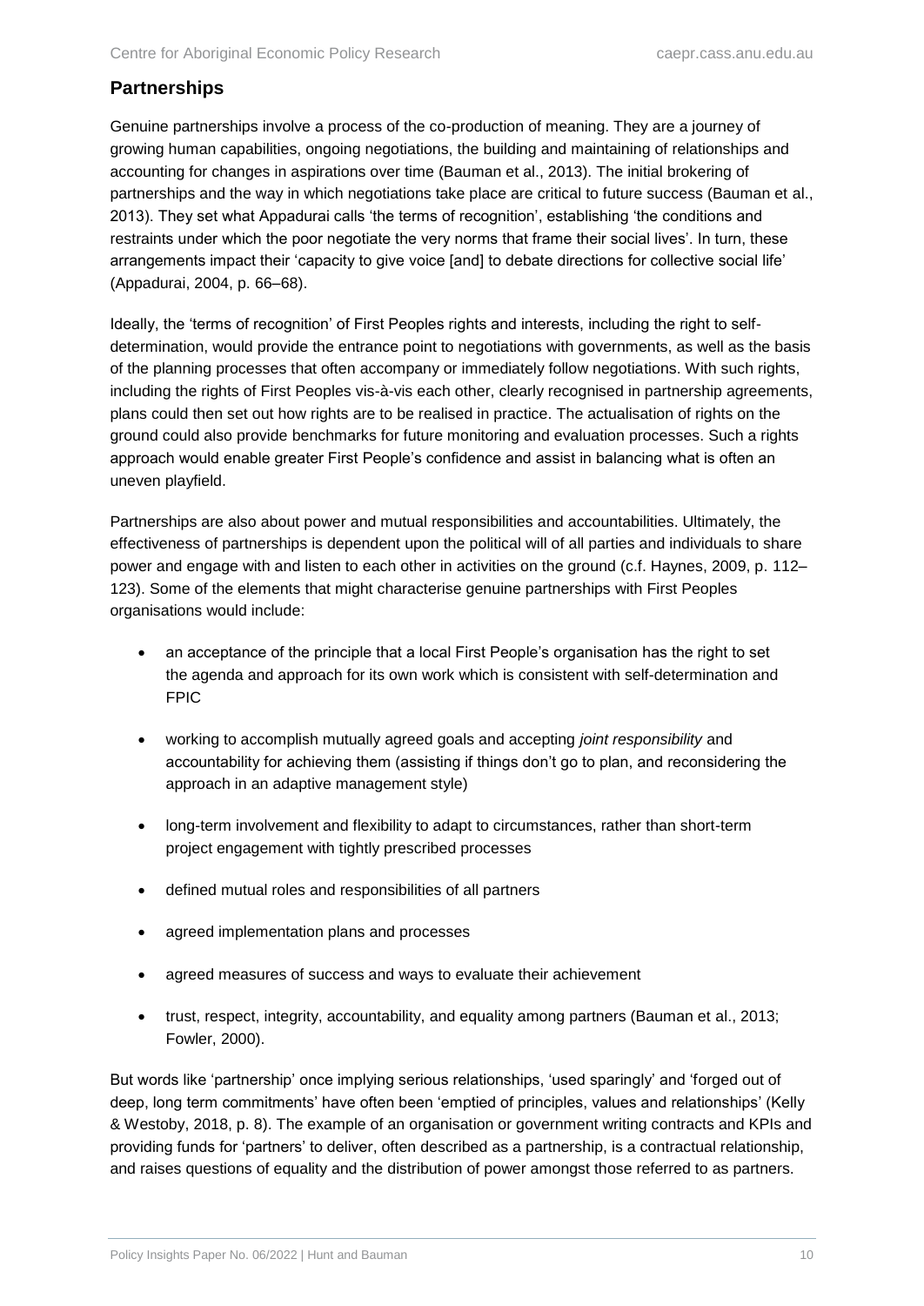## Partnerships

Genuine partnerships involve a process of the co-production of meaning. They are a journey of growing human capabilities, ongoing negotiations, the building and maintaining of relationships and accounting for changes in aspirations over time (Bauman et al., 2013). The initial brokering of partnerships and the way in which negotiations take place are critical to future success (Bauman et al., 2013). They set what Appadurai calls 'the terms of recognition', establishing 'the conditions and restraints under which the poor negotiate the very norms that frame their social lives'. In turn, these arrangements impact their 'capacity to give voice [and] to debate directions for collective social life' (Appadurai, 2004, p. 66–68).

Ideally, the 'terms of recognition' of First Peoples rights and interests, including the right to self-determination, would provide the entrance point to negotiations with governments, as well as the basis of the planning processes that often accompany or immediately follow negotiations. With such rights, including the rights of First Peoples vis-à-vis each other, clearly recognised in partnership agreements, plans could then set out how rights are to be realised in practice. The actualisation of rights on the ground could also provide benchmarks for future monitoring and evaluation processes. Such a rights approach would enable greater First People's confidence and assist in balancing what is often an uneven playfield.

Partnerships are also about power and mutual responsibilities and accountabilities. Ultimately, the effectiveness of partnerships is dependent upon the political will of all parties and individuals to share power and engage with and listen to each other in activities on the ground (c.f. Haynes, 2009, p. 112–123). Some of the elements that might characterise genuine partnerships with First Peoples organisations would include:

- an acceptance of the principle that a local First People's organisation has the right to set the agenda and approach for its own work which is consistent with self-determination and FPIC
- working to accomplish mutually agreed goals and accepting *joint responsibility* and accountability for achieving them (assisting if things don't go to plan, and reconsidering the approach in an adaptive management style)
- long-term involvement and flexibility to adapt to circumstances, rather than short-term project engagement with tightly prescribed processes
- defined mutual roles and responsibilities of all partners
- agreed implementation plans and processes
- agreed measures of success and ways to evaluate their achievement
- trust, respect, integrity, accountability, and equality among partners (Bauman et al., 2013; Fowler, 2000).

But words like 'partnership' once implying serious relationships, 'used sparingly' and 'forged out of deep, long term commitments' have often been 'emptied of principles, values and relationships' (Kelly & Westoby, 2018, p. 8). The example of an organisation or government writing contracts and KPIs and providing funds for 'partners' to deliver, often described as a partnership, is a contractual relationship, and raises questions of equality and the distribution of power amongst those referred to as partners.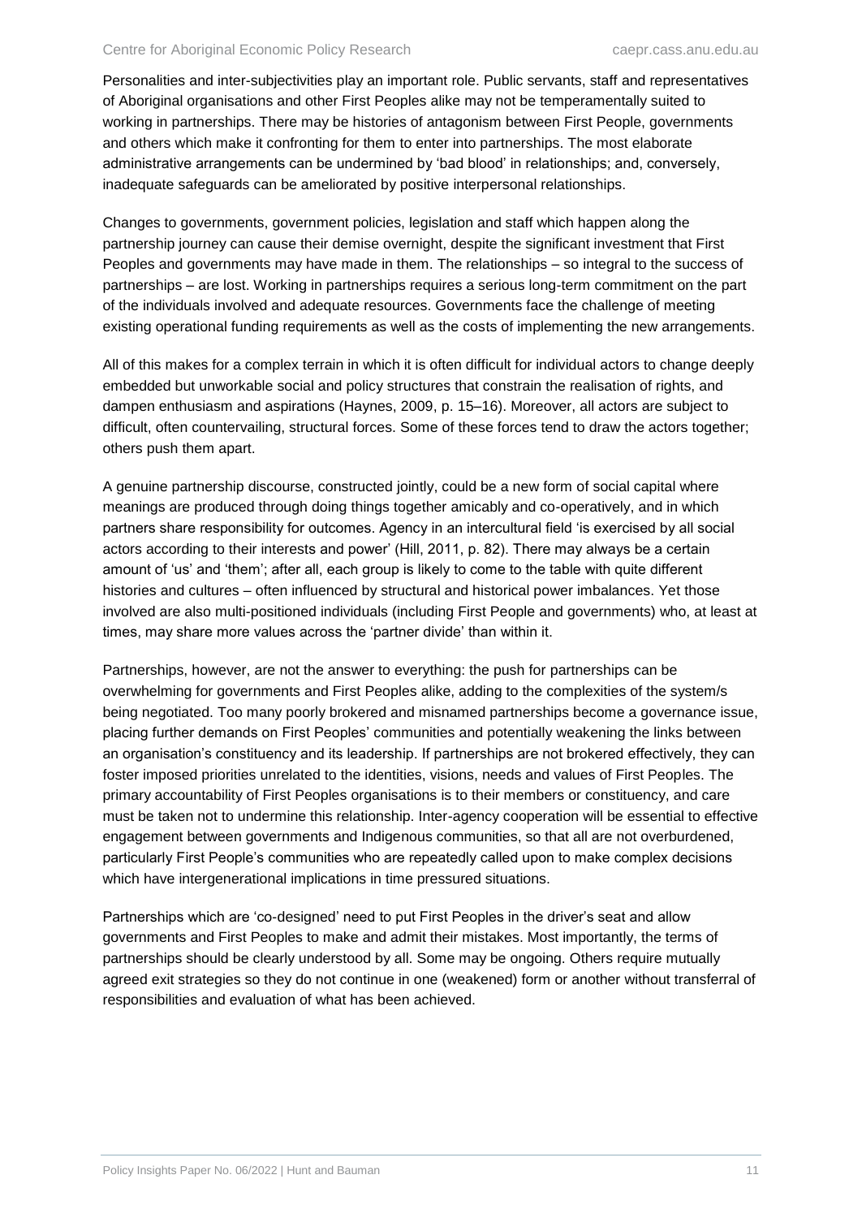Personalities and inter-subjectivities play an important role. Public servants, staff and representatives of Aboriginal organisations and other First Peoples alike may not be temperamentally suited to working in partnerships. There may be histories of antagonism between First People, governments and others which make it confronting for them to enter into partnerships. The most elaborate administrative arrangements can be undermined by 'bad blood' in relationships; and, conversely, inadequate safeguards can be ameliorated by positive interpersonal relationships.

Changes to governments, government policies, legislation and staff which happen along the partnership journey can cause their demise overnight, despite the significant investment that First Peoples and governments may have made in them. The relationships – so integral to the success of partnerships – are lost. Working in partnerships requires a serious long-term commitment on the part of the individuals involved and adequate resources. Governments face the challenge of meeting existing operational funding requirements as well as the costs of implementing the new arrangements.

All of this makes for a complex terrain in which it is often difficult for individual actors to change deeply embedded but unworkable social and policy structures that constrain the realisation of rights, and dampen enthusiasm and aspirations (Haynes, 2009, p. 15–16). Moreover, all actors are subject to difficult, often countervailing, structural forces. Some of these forces tend to draw the actors together; others push them apart.

A genuine partnership discourse, constructed jointly, could be a new form of social capital where meanings are produced through doing things together amicably and co-operatively, and in which partners share responsibility for outcomes. Agency in an intercultural field 'is exercised by all social actors according to their interests and power' (Hill, 2011, p. 82). There may always be a certain amount of 'us' and 'them'; after all, each group is likely to come to the table with quite different histories and cultures – often influenced by structural and historical power imbalances. Yet those involved are also multi-positioned individuals (including First People and governments) who, at least at times, may share more values across the 'partner divide' than within it.

Partnerships, however, are not the answer to everything: the push for partnerships can be overwhelming for governments and First Peoples alike, adding to the complexities of the system/s being negotiated. Too many poorly brokered and misnamed partnerships become a governance issue, placing further demands on First Peoples' communities and potentially weakening the links between an organisation's constituency and its leadership. If partnerships are not brokered effectively, they can foster imposed priorities unrelated to the identities, visions, needs and values of First Peoples. The primary accountability of First Peoples organisations is to their members or constituency, and care must be taken not to undermine this relationship. Inter-agency cooperation will be essential to effective engagement between governments and Indigenous communities, so that all are not overburdened, particularly First People's communities who are repeatedly called upon to make complex decisions which have intergenerational implications in time pressured situations.

Partnerships which are 'co-designed' need to put First Peoples in the driver's seat and allow governments and First Peoples to make and admit their mistakes. Most importantly, the terms of partnerships should be clearly understood by all. Some may be ongoing. Others require mutually agreed exit strategies so they do not continue in one (weakened) form or another without transferral of responsibilities and evaluation of what has been achieved.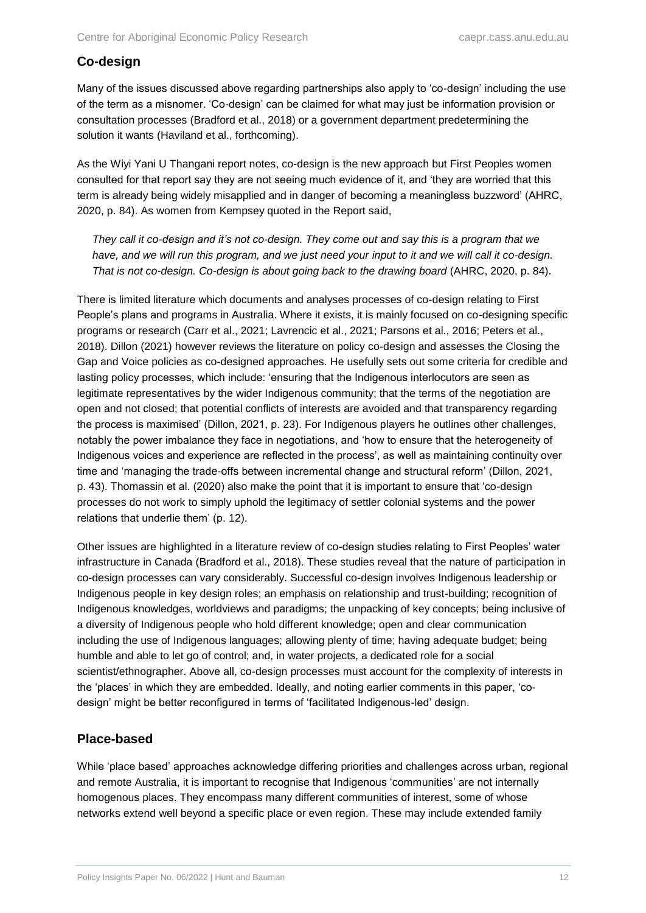## Co-design

Many of the issues discussed above regarding partnerships also apply to 'co-design' including the use of the term as a misnomer. 'Co-design' can be claimed for what may just be information provision or consultation processes (Bradford et al., 2018) or a government department predetermining the solution it wants (Haviland et al., forthcoming).

As the Wiyi Yani U Thangani report notes, co-design is the new approach but First Peoples women consulted for that report say they are not seeing much evidence of it, and 'they are worried that this term is already being widely misapplied and in danger of becoming a meaningless buzzword' (AHRC, 2020, p. 84). As women from Kempsey quoted in the Report said,

> *They call it co-design and it's not co-design. They come out and say this is a program that we have, and we will run this program, and we just need your input to it and we will call it co-design. That is not co-design. Co-design is about going back to the drawing board* (AHRC, 2020, p. 84).

There is limited literature which documents and analyses processes of co-design relating to First People's plans and programs in Australia. Where it exists, it is mainly focused on co-designing specific programs or research (Carr et al., 2021; Lavrencic et al., 2021; Parsons et al., 2016; Peters et al., 2018). Dillon (2021) however reviews the literature on policy co-design and assesses the Closing the Gap and Voice policies as co-designed approaches. He usefully sets out some criteria for credible and lasting policy processes, which include: 'ensuring that the Indigenous interlocutors are seen as legitimate representatives by the wider Indigenous community; that the terms of the negotiation are open and not closed; that potential conflicts of interests are avoided and that transparency regarding the process is maximised' (Dillon, 2021, p. 23). For Indigenous players he outlines other challenges, notably the power imbalance they face in negotiations, and 'how to ensure that the heterogeneity of Indigenous voices and experience are reflected in the process', as well as maintaining continuity over time and 'managing the trade-offs between incremental change and structural reform' (Dillon, 2021, p. 43). Thomassin et al. (2020) also make the point that it is important to ensure that 'co-design processes do not work to simply uphold the legitimacy of settler colonial systems and the power relations that underlie them' (p. 12).

Other issues are highlighted in a literature review of co-design studies relating to First Peoples' water infrastructure in Canada (Bradford et al., 2018). These studies reveal that the nature of participation in co-design processes can vary considerably. Successful co-design involves Indigenous leadership or Indigenous people in key design roles; an emphasis on relationship and trust-building; recognition of Indigenous knowledges, worldviews and paradigms; the unpacking of key concepts; being inclusive of a diversity of Indigenous people who hold different knowledge; open and clear communication including the use of Indigenous languages; allowing plenty of time; having adequate budget; being humble and able to let go of control; and, in water projects, a dedicated role for a social scientist/ethnographer. Above all, co-design processes must account for the complexity of interests in the 'places' in which they are embedded. Ideally, and noting earlier comments in this paper, 'co-design' might be better reconfigured in terms of 'facilitated Indigenous-led' design.

## Place-based

While 'place based' approaches acknowledge differing priorities and challenges across urban, regional and remote Australia, it is important to recognise that Indigenous 'communities' are not internally homogenous places. They encompass many different communities of interest, some of whose networks extend well beyond a specific place or even region. These may include extended family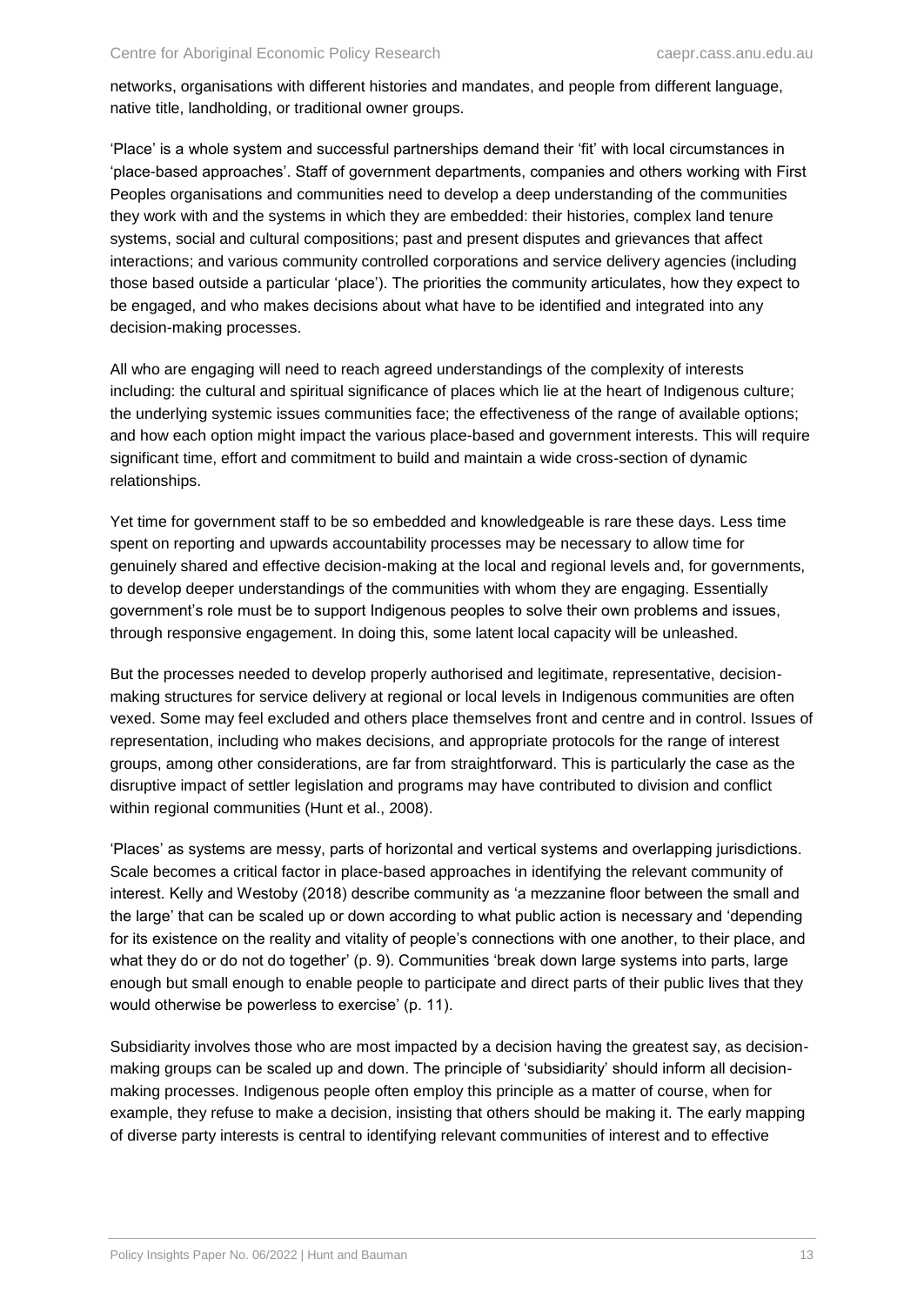networks, organisations with different histories and mandates, and people from different language, native title, landholding, or traditional owner groups.

'Place' is a whole system and successful partnerships demand their 'fit' with local circumstances in 'place-based approaches'. Staff of government departments, companies and others working with First Peoples organisations and communities need to develop a deep understanding of the communities they work with and the systems in which they are embedded: their histories, complex land tenure systems, social and cultural compositions; past and present disputes and grievances that affect interactions; and various community controlled corporations and service delivery agencies (including those based outside a particular 'place'). The priorities the community articulates, how they expect to be engaged, and who makes decisions about what have to be identified and integrated into any decision-making processes.

All who are engaging will need to reach agreed understandings of the complexity of interests including: the cultural and spiritual significance of places which lie at the heart of Indigenous culture; the underlying systemic issues communities face; the effectiveness of the range of available options; and how each option might impact the various place-based and government interests. This will require significant time, effort and commitment to build and maintain a wide cross-section of dynamic relationships.

Yet time for government staff to be so embedded and knowledgeable is rare these days. Less time spent on reporting and upwards accountability processes may be necessary to allow time for genuinely shared and effective decision-making at the local and regional levels and, for governments, to develop deeper understandings of the communities with whom they are engaging. Essentially government's role must be to support Indigenous peoples to solve their own problems and issues, through responsive engagement. In doing this, some latent local capacity will be unleashed.

But the processes needed to develop properly authorised and legitimate, representative, decision-making structures for service delivery at regional or local levels in Indigenous communities are often vexed. Some may feel excluded and others place themselves front and centre and in control. Issues of representation, including who makes decisions, and appropriate protocols for the range of interest groups, among other considerations, are far from straightforward. This is particularly the case as the disruptive impact of settler legislation and programs may have contributed to division and conflict within regional communities (Hunt et al., 2008).

'Places' as systems are messy, parts of horizontal and vertical systems and overlapping jurisdictions. Scale becomes a critical factor in place-based approaches in identifying the relevant community of interest. Kelly and Westoby (2018) describe community as 'a mezzanine floor between the small and the large' that can be scaled up or down according to what public action is necessary and 'depending for its existence on the reality and vitality of people's connections with one another, to their place, and what they do or do not do together' (p. 9). Communities 'break down large systems into parts, large enough but small enough to enable people to participate and direct parts of their public lives that they would otherwise be powerless to exercise' (p. 11).

Subsidiarity involves those who are most impacted by a decision having the greatest say, as decision-making groups can be scaled up and down. The principle of 'subsidiarity' should inform all decision-making processes. Indigenous people often employ this principle as a matter of course, when for example, they refuse to make a decision, insisting that others should be making it. The early mapping of diverse party interests is central to identifying relevant communities of interest and to effective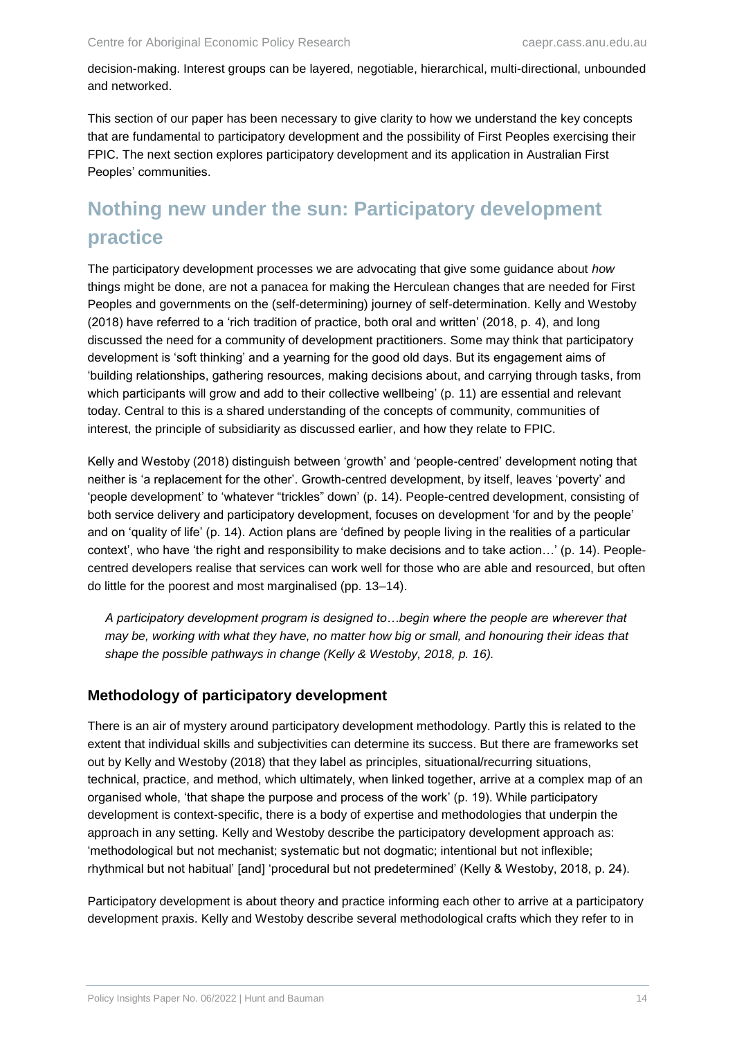decision-making. Interest groups can be layered, negotiable, hierarchical, multi-directional, unbounded and networked.

This section of our paper has been necessary to give clarity to how we understand the key concepts that are fundamental to participatory development and the possibility of First Peoples exercising their FPIC. The next section explores participatory development and its application in Australian First Peoples' communities.

## Nothing new under the sun: Participatory development practice

The participatory development processes we are advocating that give some guidance about *how* things might be done, are not a panacea for making the Herculean changes that are needed for First Peoples and governments on the (self-determining) journey of self-determination. Kelly and Westoby (2018) have referred to a 'rich tradition of practice, both oral and written' (2018, p. 4), and long discussed the need for a community of development practitioners. Some may think that participatory development is 'soft thinking' and a yearning for the good old days. But its engagement aims of 'building relationships, gathering resources, making decisions about, and carrying through tasks, from which participants will grow and add to their collective wellbeing' (p. 11) are essential and relevant today. Central to this is a shared understanding of the concepts of community, communities of interest, the principle of subsidiarity as discussed earlier, and how they relate to FPIC.

Kelly and Westoby (2018) distinguish between 'growth' and 'people-centred' development noting that neither is 'a replacement for the other'. Growth-centred development, by itself, leaves 'poverty' and 'people development' to 'whatever "trickles" down' (p. 14). People-centred development, consisting of both service delivery and participatory development, focuses on development 'for and by the people' and on 'quality of life' (p. 14). Action plans are 'defined by people living in the realities of a particular context', who have 'the right and responsibility to make decisions and to take action…' (p. 14). People-centred developers realise that services can work well for those who are able and resourced, but often do little for the poorest and most marginalised (pp. 13–14).

> *A participatory development program is designed to…begin where the people are wherever that may be, working with what they have, no matter how big or small, and honouring their ideas that shape the possible pathways in change (Kelly & Westoby, 2018, p. 16).*

### Methodology of participatory development

There is an air of mystery around participatory development methodology. Partly this is related to the extent that individual skills and subjectivities can determine its success. But there are frameworks set out by Kelly and Westoby (2018) that they label as principles, situational/recurring situations, technical, practice, and method, which ultimately, when linked together, arrive at a complex map of an organised whole, 'that shape the purpose and process of the work' (p. 19). While participatory development is context-specific, there is a body of expertise and methodologies that underpin the approach in any setting. Kelly and Westoby describe the participatory development approach as: 'methodological but not mechanist; systematic but not dogmatic; intentional but not inflexible; rhythmical but not habitual' [and] 'procedural but not predetermined' (Kelly & Westoby, 2018, p. 24).

Participatory development is about theory and practice informing each other to arrive at a participatory development praxis. Kelly and Westoby describe several methodological crafts which they refer to in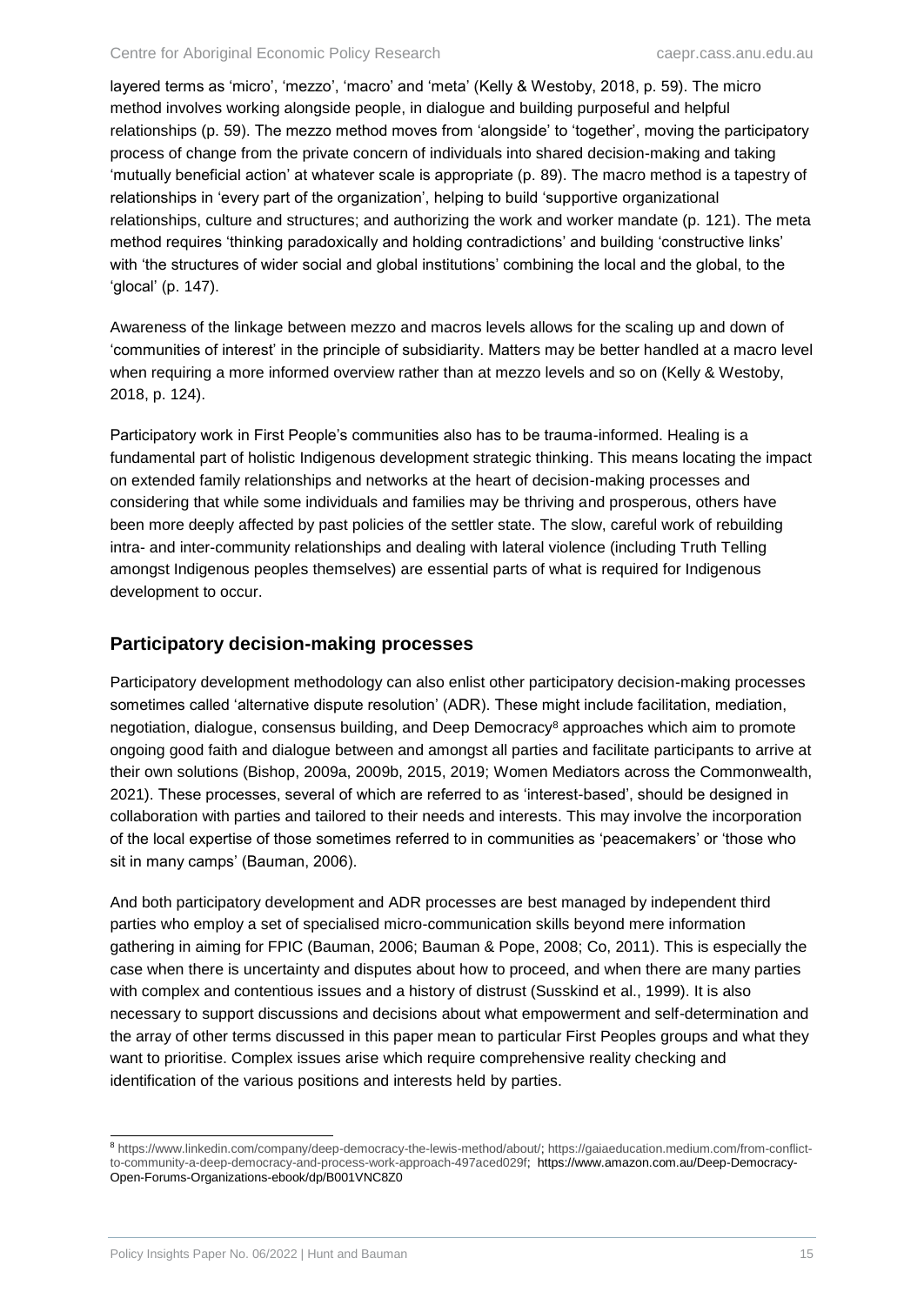layered terms as 'micro', 'mezzo', 'macro' and 'meta' (Kelly & Westoby, 2018, p. 59). The micro method involves working alongside people, in dialogue and building purposeful and helpful relationships (p. 59). The mezzo method moves from 'alongside' to 'together', moving the participatory process of change from the private concern of individuals into shared decision-making and taking 'mutually beneficial action' at whatever scale is appropriate (p. 89). The macro method is a tapestry of relationships in 'every part of the organization', helping to build 'supportive organizational relationships, culture and structures; and authorizing the work and worker mandate (p. 121). The meta method requires 'thinking paradoxically and holding contradictions' and building 'constructive links' with 'the structures of wider social and global institutions' combining the local and the global, to the 'glocal' (p. 147).

Awareness of the linkage between mezzo and macros levels allows for the scaling up and down of 'communities of interest' in the principle of subsidiarity. Matters may be better handled at a macro level when requiring a more informed overview rather than at mezzo levels and so on (Kelly & Westoby, 2018, p. 124).

Participatory work in First People's communities also has to be trauma-informed. Healing is a fundamental part of holistic Indigenous development strategic thinking. This means locating the impact on extended family relationships and networks at the heart of decision-making processes and considering that while some individuals and families may be thriving and prosperous, others have been more deeply affected by past policies of the settler state. The slow, careful work of rebuilding intra- and inter-community relationships and dealing with lateral violence (including Truth Telling amongst Indigenous peoples themselves) are essential parts of what is required for Indigenous development to occur.

## Participatory decision-making processes

Participatory development methodology can also enlist other participatory decision-making processes sometimes called 'alternative dispute resolution' (ADR). These might include facilitation, mediation, negotiation, dialogue, consensus building, and Deep Democracy[8] approaches which aim to promote ongoing good faith and dialogue between and amongst all parties and facilitate participants to arrive at their own solutions (Bishop, 2009a, 2009b, 2015, 2019; Women Mediators across the Commonwealth, 2021). These processes, several of which are referred to as 'interest-based', should be designed in collaboration with parties and tailored to their needs and interests. This may involve the incorporation of the local expertise of those sometimes referred to in communities as 'peacemakers' or 'those who sit in many camps' (Bauman, 2006).

And both participatory development and ADR processes are best managed by independent third parties who employ a set of specialised micro-communication skills beyond mere information gathering in aiming for FPIC (Bauman, 2006; Bauman & Pope, 2008; Co, 2011). This is especially the case when there is uncertainty and disputes about how to proceed, and when there are many parties with complex and contentious issues and a history of distrust (Susskind et al., 1999). It is also necessary to support discussions and decisions about what empowerment and self-determination and the array of other terms discussed in this paper mean to particular First Peoples groups and what they want to prioritise. Complex issues arise which require comprehensive reality checking and identification of the various positions and interests held by parties.

[8] https://www.linkedin.com/company/deep-democracy-the-lewis-method/about/; https://gaiaeducation.medium.com/from-conflict-to-community-a-deep-democracy-and-process-work-approach-497aced029f; https://www.amazon.com.au/Deep-Democracy-Open-Forums-Organizations-ebook/dp/B001VNC8Z0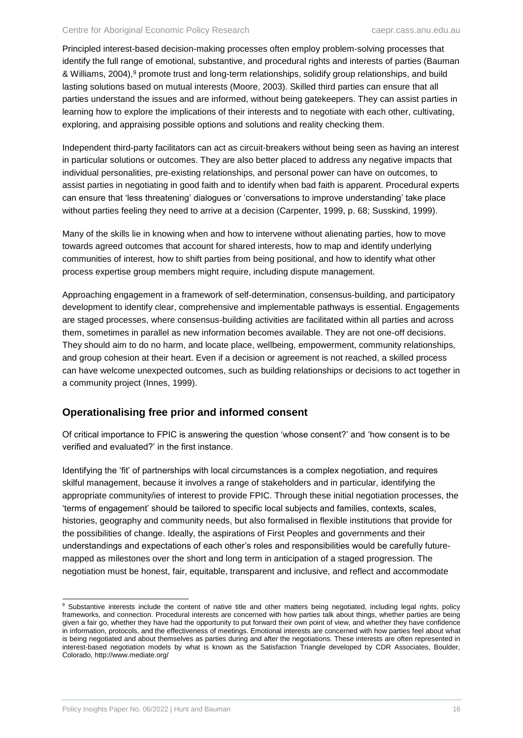Principled interest-based decision-making processes often employ problem-solving processes that identify the full range of emotional, substantive, and procedural rights and interests of parties (Bauman & Williams, 2004),[9] promote trust and long-term relationships, solidify group relationships, and build lasting solutions based on mutual interests (Moore, 2003). Skilled third parties can ensure that all parties understand the issues and are informed, without being gatekeepers. They can assist parties in learning how to explore the implications of their interests and to negotiate with each other, cultivating, exploring, and appraising possible options and solutions and reality checking them.

Independent third-party facilitators can act as circuit-breakers without being seen as having an interest in particular solutions or outcomes. They are also better placed to address any negative impacts that individual personalities, pre-existing relationships, and personal power can have on outcomes, to assist parties in negotiating in good faith and to identify when bad faith is apparent. Procedural experts can ensure that 'less threatening' dialogues or 'conversations to improve understanding' take place without parties feeling they need to arrive at a decision (Carpenter, 1999, p. 68; Susskind, 1999).

Many of the skills lie in knowing when and how to intervene without alienating parties, how to move towards agreed outcomes that account for shared interests, how to map and identify underlying communities of interest, how to shift parties from being positional, and how to identify what other process expertise group members might require, including dispute management.

Approaching engagement in a framework of self-determination, consensus-building, and participatory development to identify clear, comprehensive and implementable pathways is essential. Engagements are staged processes, where consensus-building activities are facilitated within all parties and across them, sometimes in parallel as new information becomes available. They are not one-off decisions. They should aim to do no harm, and locate place, wellbeing, empowerment, community relationships, and group cohesion at their heart. Even if a decision or agreement is not reached, a skilled process can have welcome unexpected outcomes, such as building relationships or decisions to act together in a community project (Innes, 1999).

## Operationalising free prior and informed consent

Of critical importance to FPIC is answering the question 'whose consent?' and 'how consent is to be verified and evaluated?' in the first instance.

Identifying the 'fit' of partnerships with local circumstances is a complex negotiation, and requires skilful management, because it involves a range of stakeholders and in particular, identifying the appropriate community/ies of interest to provide FPIC. Through these initial negotiation processes, the 'terms of engagement' should be tailored to specific local subjects and families, contexts, scales, histories, geography and community needs, but also formalised in flexible institutions that provide for the possibilities of change. Ideally, the aspirations of First Peoples and governments and their understandings and expectations of each other's roles and responsibilities would be carefully future-mapped as milestones over the short and long term in anticipation of a staged progression. The negotiation must be honest, fair, equitable, transparent and inclusive, and reflect and accommodate

[9] Substantive interests include the content of native title and other matters being negotiated, including legal rights, policy frameworks, and connection. Procedural interests are concerned with how parties talk about things, whether parties are being given a fair go, whether they have had the opportunity to put forward their own point of view, and whether they have confidence in information, protocols, and the effectiveness of meetings. Emotional interests are concerned with how parties feel about what is being negotiated and about themselves as parties during and after the negotiations. These interests are often represented in interest-based negotiation models by what is known as the Satisfaction Triangle developed by CDR Associates, Boulder, Colorado, http://www.mediate.org/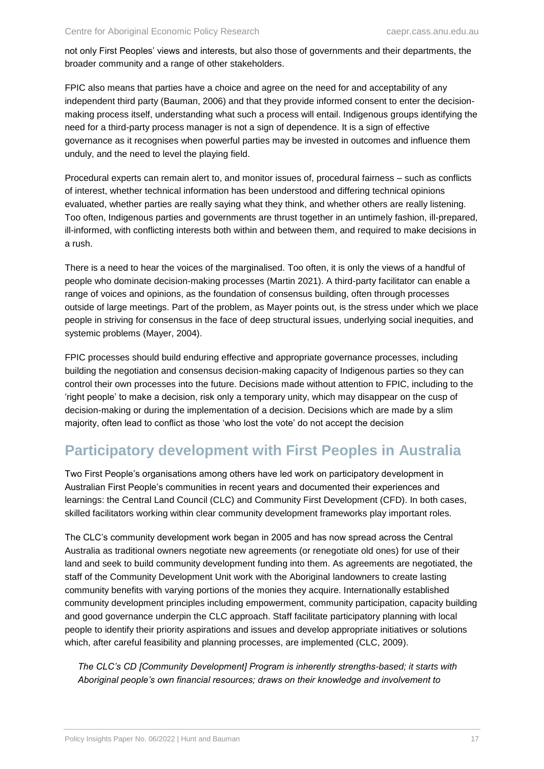not only First Peoples' views and interests, but also those of governments and their departments, the broader community and a range of other stakeholders.

FPIC also means that parties have a choice and agree on the need for and acceptability of any independent third party (Bauman, 2006) and that they provide informed consent to enter the decision-making process itself, understanding what such a process will entail. Indigenous groups identifying the need for a third-party process manager is not a sign of dependence. It is a sign of effective governance as it recognises when powerful parties may be invested in outcomes and influence them unduly, and the need to level the playing field.

Procedural experts can remain alert to, and monitor issues of, procedural fairness – such as conflicts of interest, whether technical information has been understood and differing technical opinions evaluated, whether parties are really saying what they think, and whether others are really listening. Too often, Indigenous parties and governments are thrust together in an untimely fashion, ill-prepared, ill-informed, with conflicting interests both within and between them, and required to make decisions in a rush.

There is a need to hear the voices of the marginalised. Too often, it is only the views of a handful of people who dominate decision-making processes (Martin 2021). A third-party facilitator can enable a range of voices and opinions, as the foundation of consensus building, often through processes outside of large meetings. Part of the problem, as Mayer points out, is the stress under which we place people in striving for consensus in the face of deep structural issues, underlying social inequities, and systemic problems (Mayer, 2004).

FPIC processes should build enduring effective and appropriate governance processes, including building the negotiation and consensus decision-making capacity of Indigenous parties so they can control their own processes into the future. Decisions made without attention to FPIC, including to the 'right people' to make a decision, risk only a temporary unity, which may disappear on the cusp of decision-making or during the implementation of a decision. Decisions which are made by a slim majority, often lead to conflict as those 'who lost the vote' do not accept the decision

## Participatory development with First Peoples in Australia

Two First People's organisations among others have led work on participatory development in Australian First People's communities in recent years and documented their experiences and learnings: the Central Land Council (CLC) and Community First Development (CFD). In both cases, skilled facilitators working within clear community development frameworks play important roles.

The CLC's community development work began in 2005 and has now spread across the Central Australia as traditional owners negotiate new agreements (or renegotiate old ones) for use of their land and seek to build community development funding into them. As agreements are negotiated, the staff of the Community Development Unit work with the Aboriginal landowners to create lasting community benefits with varying portions of the monies they acquire. Internationally established community development principles including empowerment, community participation, capacity building and good governance underpin the CLC approach. Staff facilitate participatory planning with local people to identify their priority aspirations and issues and develop appropriate initiatives or solutions which, after careful feasibility and planning processes, are implemented (CLC, 2009).

> *The CLC's CD [Community Development] Program is inherently strengths-based; it starts with Aboriginal people's own financial resources; draws on their knowledge and involvement to*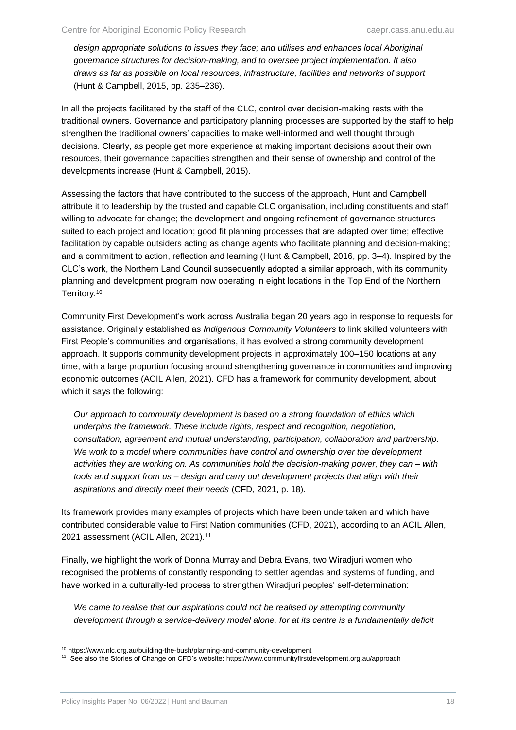*design appropriate solutions to issues they face; and utilises and enhances local Aboriginal governance structures for decision-making, and to oversee project implementation. It also draws as far as possible on local resources, infrastructure, facilities and networks of support* (Hunt & Campbell, 2015, pp. 235–236).

In all the projects facilitated by the staff of the CLC, control over decision-making rests with the traditional owners. Governance and participatory planning processes are supported by the staff to help strengthen the traditional owners' capacities to make well-informed and well thought through decisions. Clearly, as people get more experience at making important decisions about their own resources, their governance capacities strengthen and their sense of ownership and control of the developments increase (Hunt & Campbell, 2015).

Assessing the factors that have contributed to the success of the approach, Hunt and Campbell attribute it to leadership by the trusted and capable CLC organisation, including constituents and staff willing to advocate for change; the development and ongoing refinement of governance structures suited to each project and location; good fit planning processes that are adapted over time; effective facilitation by capable outsiders acting as change agents who facilitate planning and decision-making; and a commitment to action, reflection and learning (Hunt & Campbell, 2016, pp. 3–4). Inspired by the CLC's work, the Northern Land Council subsequently adopted a similar approach, with its community planning and development program now operating in eight locations in the Top End of the Northern Territory.[10]

Community First Development's work across Australia began 20 years ago in response to requests for assistance. Originally established as *Indigenous Community Volunteers* to link skilled volunteers with First People's communities and organisations, it has evolved a strong community development approach. It supports community development projects in approximately 100–150 locations at any time, with a large proportion focusing around strengthening governance in communities and improving economic outcomes (ACIL Allen, 2021). CFD has a framework for community development, about which it says the following:

*Our approach to community development is based on a strong foundation of ethics which underpins the framework. These include rights, respect and recognition, negotiation, consultation, agreement and mutual understanding, participation, collaboration and partnership. We work to a model where communities have control and ownership over the development activities they are working on. As communities hold the decision-making power, they can – with tools and support from us – design and carry out development projects that align with their aspirations and directly meet their needs* (CFD, 2021, p. 18).

Its framework provides many examples of projects which have been undertaken and which have contributed considerable value to First Nation communities (CFD, 2021), according to an ACIL Allen, 2021 assessment (ACIL Allen, 2021).[11]

Finally, we highlight the work of Donna Murray and Debra Evans, two Wiradjuri women who recognised the problems of constantly responding to settler agendas and systems of funding, and have worked in a culturally-led process to strengthen Wiradjuri peoples' self-determination:

*We came to realise that our aspirations could not be realised by attempting community development through a service-delivery model alone, for at its centre is a fundamentally deficit*

[10] https://www.nlc.org.au/building-the-bush/planning-and-community-development

[11] See also the Stories of Change on CFD's website: https://www.communityfirstdevelopment.org.au/approach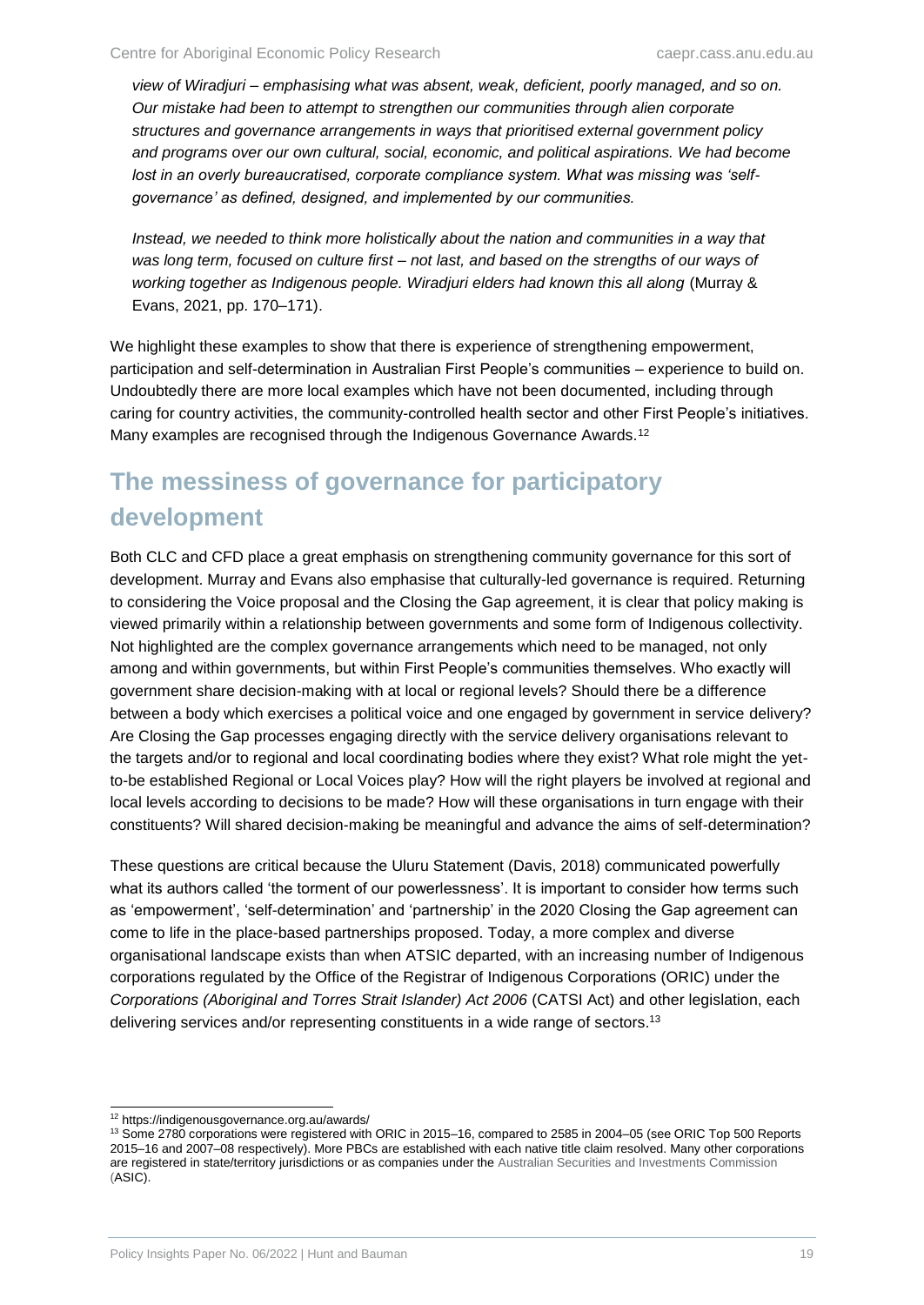*view of Wiradjuri – emphasising what was absent, weak, deficient, poorly managed, and so on. Our mistake had been to attempt to strengthen our communities through alien corporate structures and governance arrangements in ways that prioritised external government policy and programs over our own cultural, social, economic, and political aspirations. We had become lost in an overly bureaucratised, corporate compliance system. What was missing was 'self-governance' as defined, designed, and implemented by our communities.*

*Instead, we needed to think more holistically about the nation and communities in a way that was long term, focused on culture first – not last, and based on the strengths of our ways of working together as Indigenous people. Wiradjuri elders had known this all along* (Murray & Evans, 2021, pp. 170–171).

We highlight these examples to show that there is experience of strengthening empowerment, participation and self-determination in Australian First People's communities – experience to build on. Undoubtedly there are more local examples which have not been documented, including through caring for country activities, the community-controlled health sector and other First People's initiatives. Many examples are recognised through the Indigenous Governance Awards.[12]

## The messiness of governance for participatory development

Both CLC and CFD place a great emphasis on strengthening community governance for this sort of development. Murray and Evans also emphasise that culturally-led governance is required. Returning to considering the Voice proposal and the Closing the Gap agreement, it is clear that policy making is viewed primarily within a relationship between governments and some form of Indigenous collectivity. Not highlighted are the complex governance arrangements which need to be managed, not only among and within governments, but within First People's communities themselves. Who exactly will government share decision-making with at local or regional levels? Should there be a difference between a body which exercises a political voice and one engaged by government in service delivery? Are Closing the Gap processes engaging directly with the service delivery organisations relevant to the targets and/or to regional and local coordinating bodies where they exist? What role might the yet-to-be established Regional or Local Voices play? How will the right players be involved at regional and local levels according to decisions to be made? How will these organisations in turn engage with their constituents? Will shared decision-making be meaningful and advance the aims of self-determination?

These questions are critical because the Uluru Statement (Davis, 2018) communicated powerfully what its authors called 'the torment of our powerlessness'. It is important to consider how terms such as 'empowerment', 'self-determination' and 'partnership' in the 2020 Closing the Gap agreement can come to life in the place-based partnerships proposed. Today, a more complex and diverse organisational landscape exists than when ATSIC departed, with an increasing number of Indigenous corporations regulated by the Office of the Registrar of Indigenous Corporations (ORIC) under the *Corporations (Aboriginal and Torres Strait Islander) Act 2006* (CATSI Act) and other legislation, each delivering services and/or representing constituents in a wide range of sectors.[13]

---

[12] https://indigenousgovernance.org.au/awards/

[13] Some 2780 corporations were registered with ORIC in 2015–16, compared to 2585 in 2004–05 (see ORIC Top 500 Reports 2015–16 and 2007–08 respectively). More PBCs are established with each native title claim resolved. Many other corporations are registered in state/territory jurisdictions or as companies under the Australian Securities and Investments Commission (ASIC).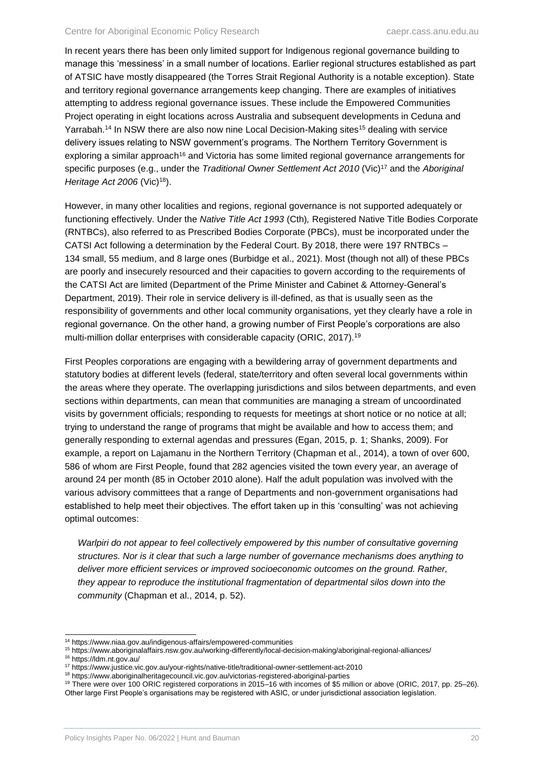In recent years there has been only limited support for Indigenous regional governance building to manage this 'messiness' in a small number of locations. Earlier regional structures established as part of ATSIC have mostly disappeared (the Torres Strait Regional Authority is a notable exception). State and territory regional governance arrangements keep changing. There are examples of initiatives attempting to address regional governance issues. These include the Empowered Communities Project operating in eight locations across Australia and subsequent developments in Ceduna and Yarrabah.[14] In NSW there are also now nine Local Decision-Making sites[15] dealing with service delivery issues relating to NSW government's programs. The Northern Territory Government is exploring a similar approach[16] and Victoria has some limited regional governance arrangements for specific purposes (e.g., under the *Traditional Owner Settlement Act 2010* (Vic)[17] and the *Aboriginal Heritage Act 2006* (Vic)[18]).

However, in many other localities and regions, regional governance is not supported adequately or functioning effectively. Under the *Native Title Act 1993* (Cth)*,* Registered Native Title Bodies Corporate (RNTBCs), also referred to as Prescribed Bodies Corporate (PBCs), must be incorporated under the CATSI Act following a determination by the Federal Court. By 2018, there were 197 RNTBCs – 134 small, 55 medium, and 8 large ones (Burbidge et al., 2021). Most (though not all) of these PBCs are poorly and insecurely resourced and their capacities to govern according to the requirements of the CATSI Act are limited (Department of the Prime Minister and Cabinet & Attorney-General's Department, 2019). Their role in service delivery is ill-defined, as that is usually seen as the responsibility of governments and other local community organisations, yet they clearly have a role in regional governance. On the other hand, a growing number of First People's corporations are also multi-million dollar enterprises with considerable capacity (ORIC, 2017).[19]

First Peoples corporations are engaging with a bewildering array of government departments and statutory bodies at different levels (federal, state/territory and often several local governments within the areas where they operate. The overlapping jurisdictions and silos between departments, and even sections within departments, can mean that communities are managing a stream of uncoordinated visits by government officials; responding to requests for meetings at short notice or no notice at all; trying to understand the range of programs that might be available and how to access them; and generally responding to external agendas and pressures (Egan, 2015, p. 1; Shanks, 2009). For example, a report on Lajamanu in the Northern Territory (Chapman et al., 2014), a town of over 600, 586 of whom are First People, found that 282 agencies visited the town every year, an average of around 24 per month (85 in October 2010 alone). Half the adult population was involved with the various advisory committees that a range of Departments and non-government organisations had established to help meet their objectives. The effort taken up in this 'consulting' was not achieving optimal outcomes:

> *Warlpiri do not appear to feel collectively empowered by this number of consultative governing structures. Nor is it clear that such a large number of governance mechanisms does anything to deliver more efficient services or improved socioeconomic outcomes on the ground. Rather, they appear to reproduce the institutional fragmentation of departmental silos down into the community* (Chapman et al., 2014, p. 52).

---

[14] https://www.niaa.gov.au/indigenous-affairs/empowered-communities

[15] https://www.aboriginalaffairs.nsw.gov.au/working-differently/local-decision-making/aboriginal-regional-alliances/

[16] https://ldm.nt.gov.au/

[17] https://www.justice.vic.gov.au/your-rights/native-title/traditional-owner-settlement-act-2010

[18] https://www.aboriginalheritagecouncil.vic.gov.au/victorias-registered-aboriginal-parties

[19] There were over 100 ORIC registered corporations in 2015–16 with incomes of $5 million or above (ORIC, 2017, pp. 25–26). Other large First People's organisations may be registered with ASIC, or under jurisdictional association legislation.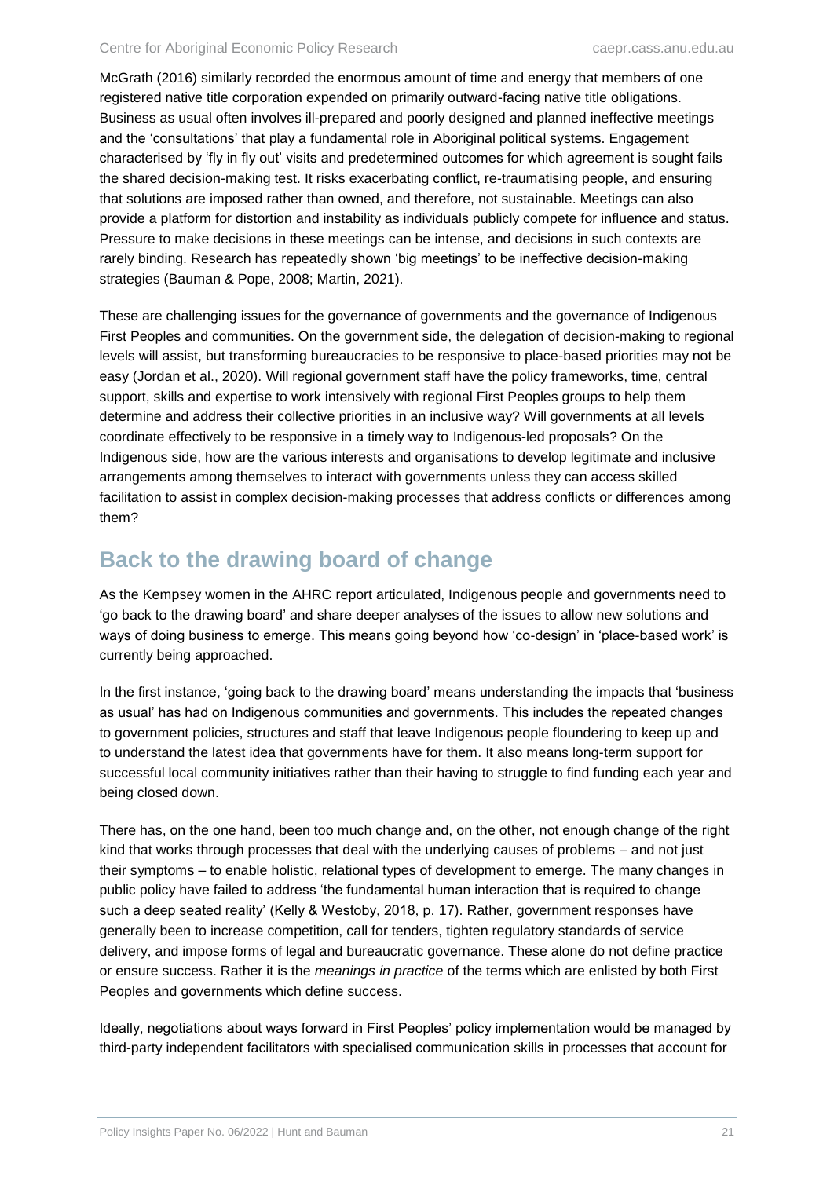McGrath (2016) similarly recorded the enormous amount of time and energy that members of one registered native title corporation expended on primarily outward-facing native title obligations. Business as usual often involves ill-prepared and poorly designed and planned ineffective meetings and the 'consultations' that play a fundamental role in Aboriginal political systems. Engagement characterised by 'fly in fly out' visits and predetermined outcomes for which agreement is sought fails the shared decision-making test. It risks exacerbating conflict, re-traumatising people, and ensuring that solutions are imposed rather than owned, and therefore, not sustainable. Meetings can also provide a platform for distortion and instability as individuals publicly compete for influence and status. Pressure to make decisions in these meetings can be intense, and decisions in such contexts are rarely binding. Research has repeatedly shown 'big meetings' to be ineffective decision-making strategies (Bauman & Pope, 2008; Martin, 2021).

These are challenging issues for the governance of governments and the governance of Indigenous First Peoples and communities. On the government side, the delegation of decision-making to regional levels will assist, but transforming bureaucracies to be responsive to place-based priorities may not be easy (Jordan et al., 2020). Will regional government staff have the policy frameworks, time, central support, skills and expertise to work intensively with regional First Peoples groups to help them determine and address their collective priorities in an inclusive way? Will governments at all levels coordinate effectively to be responsive in a timely way to Indigenous-led proposals? On the Indigenous side, how are the various interests and organisations to develop legitimate and inclusive arrangements among themselves to interact with governments unless they can access skilled facilitation to assist in complex decision-making processes that address conflicts or differences among them?

## Back to the drawing board of change

As the Kempsey women in the AHRC report articulated, Indigenous people and governments need to 'go back to the drawing board' and share deeper analyses of the issues to allow new solutions and ways of doing business to emerge. This means going beyond how 'co-design' in 'place-based work' is currently being approached.

In the first instance, 'going back to the drawing board' means understanding the impacts that 'business as usual' has had on Indigenous communities and governments. This includes the repeated changes to government policies, structures and staff that leave Indigenous people floundering to keep up and to understand the latest idea that governments have for them. It also means long-term support for successful local community initiatives rather than their having to struggle to find funding each year and being closed down.

There has, on the one hand, been too much change and, on the other, not enough change of the right kind that works through processes that deal with the underlying causes of problems – and not just their symptoms – to enable holistic, relational types of development to emerge. The many changes in public policy have failed to address 'the fundamental human interaction that is required to change such a deep seated reality' (Kelly & Westoby, 2018, p. 17). Rather, government responses have generally been to increase competition, call for tenders, tighten regulatory standards of service delivery, and impose forms of legal and bureaucratic governance. These alone do not define practice or ensure success. Rather it is the *meanings in practice* of the terms which are enlisted by both First Peoples and governments which define success.

Ideally, negotiations about ways forward in First Peoples' policy implementation would be managed by third-party independent facilitators with specialised communication skills in processes that account for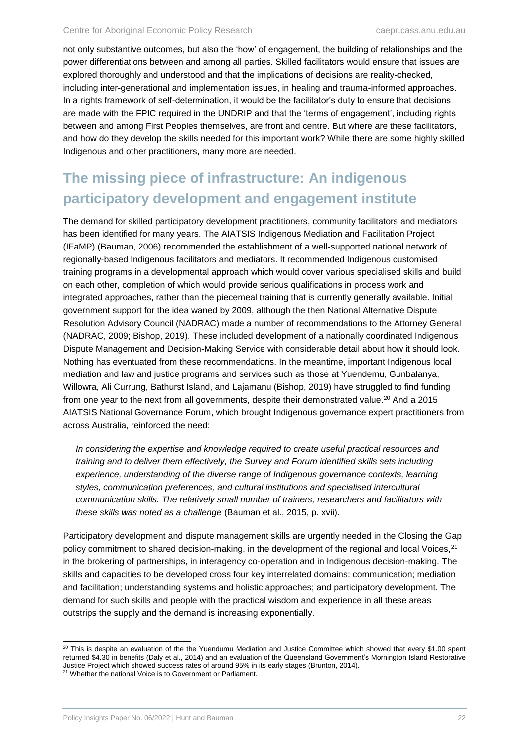not only substantive outcomes, but also the 'how' of engagement, the building of relationships and the power differentiations between and among all parties. Skilled facilitators would ensure that issues are explored thoroughly and understood and that the implications of decisions are reality-checked, including inter-generational and implementation issues, in healing and trauma-informed approaches. In a rights framework of self-determination, it would be the facilitator's duty to ensure that decisions are made with the FPIC required in the UNDRIP and that the 'terms of engagement', including rights between and among First Peoples themselves, are front and centre. But where are these facilitators, and how do they develop the skills needed for this important work? While there are some highly skilled Indigenous and other practitioners, many more are needed.

## The missing piece of infrastructure: An indigenous participatory development and engagement institute

The demand for skilled participatory development practitioners, community facilitators and mediators has been identified for many years. The AIATSIS Indigenous Mediation and Facilitation Project (IFaMP) (Bauman, 2006) recommended the establishment of a well-supported national network of regionally-based Indigenous facilitators and mediators. It recommended Indigenous customised training programs in a developmental approach which would cover various specialised skills and build on each other, completion of which would provide serious qualifications in process work and integrated approaches, rather than the piecemeal training that is currently generally available. Initial government support for the idea waned by 2009, although the then National Alternative Dispute Resolution Advisory Council (NADRAC) made a number of recommendations to the Attorney General (NADRAC, 2009; Bishop, 2019). These included development of a nationally coordinated Indigenous Dispute Management and Decision-Making Service with considerable detail about how it should look. Nothing has eventuated from these recommendations. In the meantime, important Indigenous local mediation and law and justice programs and services such as those at Yuendemu, Gunbalanya, Willowra, Ali Currung, Bathurst Island, and Lajamanu (Bishop, 2019) have struggled to find funding from one year to the next from all governments, despite their demonstrated value.[20] And a 2015 AIATSIS National Governance Forum, which brought Indigenous governance expert practitioners from across Australia, reinforced the need:

> *In considering the expertise and knowledge required to create useful practical resources and training and to deliver them effectively, the Survey and Forum identified skills sets including experience, understanding of the diverse range of Indigenous governance contexts, learning styles, communication preferences, and cultural institutions and specialised intercultural communication skills. The relatively small number of trainers, researchers and facilitators with these skills was noted as a challenge* (Bauman et al., 2015, p. xvii).

Participatory development and dispute management skills are urgently needed in the Closing the Gap policy commitment to shared decision-making, in the development of the regional and local Voices,[21] in the brokering of partnerships, in interagency co-operation and in Indigenous decision-making. The skills and capacities to be developed cross four key interrelated domains: communication; mediation and facilitation; understanding systems and holistic approaches; and participatory development. The demand for such skills and people with the practical wisdom and experience in all these areas outstrips the supply and the demand is increasing exponentially.

---

[20] This is despite an evaluation of the the Yuendumu Mediation and Justice Committee which showed that every $1.00 spent returned $4.30 in benefits (Daly et al., 2014) and an evaluation of the Queensland Government's Mornington Island Restorative Justice Project which showed success rates of around 95% in its early stages (Brunton, 2014).

[21] Whether the national Voice is to Government or Parliament.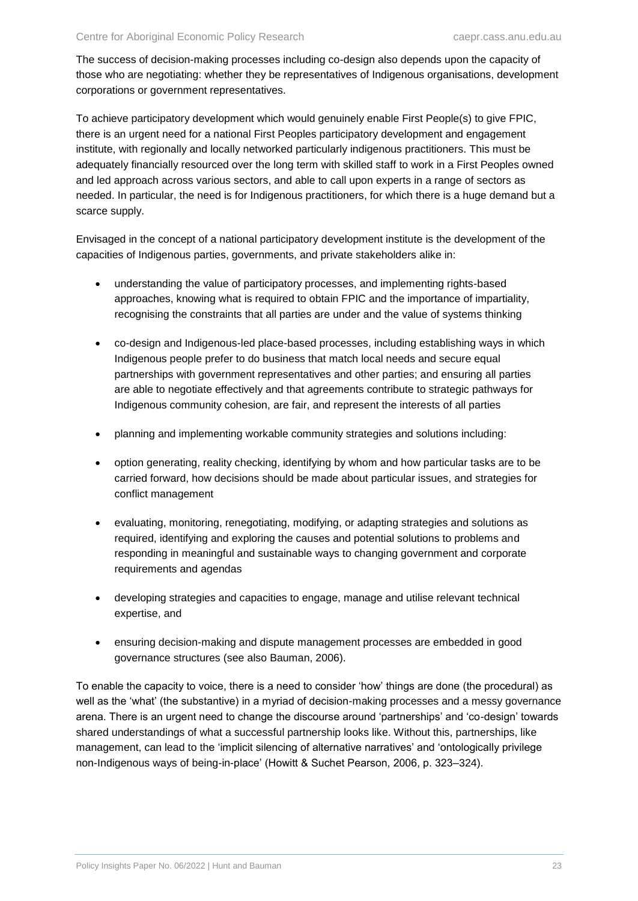The success of decision-making processes including co-design also depends upon the capacity of those who are negotiating: whether they be representatives of Indigenous organisations, development corporations or government representatives.

To achieve participatory development which would genuinely enable First People(s) to give FPIC, there is an urgent need for a national First Peoples participatory development and engagement institute, with regionally and locally networked particularly indigenous practitioners. This must be adequately financially resourced over the long term with skilled staff to work in a First Peoples owned and led approach across various sectors, and able to call upon experts in a range of sectors as needed. In particular, the need is for Indigenous practitioners, for which there is a huge demand but a scarce supply.

Envisaged in the concept of a national participatory development institute is the development of the capacities of Indigenous parties, governments, and private stakeholders alike in:

- understanding the value of participatory processes, and implementing rights-based approaches, knowing what is required to obtain FPIC and the importance of impartiality, recognising the constraints that all parties are under and the value of systems thinking
- co-design and Indigenous-led place-based processes, including establishing ways in which Indigenous people prefer to do business that match local needs and secure equal partnerships with government representatives and other parties; and ensuring all parties are able to negotiate effectively and that agreements contribute to strategic pathways for Indigenous community cohesion, are fair, and represent the interests of all parties
- planning and implementing workable community strategies and solutions including:
- option generating, reality checking, identifying by whom and how particular tasks are to be carried forward, how decisions should be made about particular issues, and strategies for conflict management
- evaluating, monitoring, renegotiating, modifying, or adapting strategies and solutions as required, identifying and exploring the causes and potential solutions to problems and responding in meaningful and sustainable ways to changing government and corporate requirements and agendas
- developing strategies and capacities to engage, manage and utilise relevant technical expertise, and
- ensuring decision-making and dispute management processes are embedded in good governance structures (see also Bauman, 2006).

To enable the capacity to voice, there is a need to consider 'how' things are done (the procedural) as well as the 'what' (the substantive) in a myriad of decision-making processes and a messy governance arena. There is an urgent need to change the discourse around 'partnerships' and 'co-design' towards shared understandings of what a successful partnership looks like. Without this, partnerships, like management, can lead to the 'implicit silencing of alternative narratives' and 'ontologically privilege non-Indigenous ways of being-in-place' (Howitt & Suchet Pearson, 2006, p. 323–324).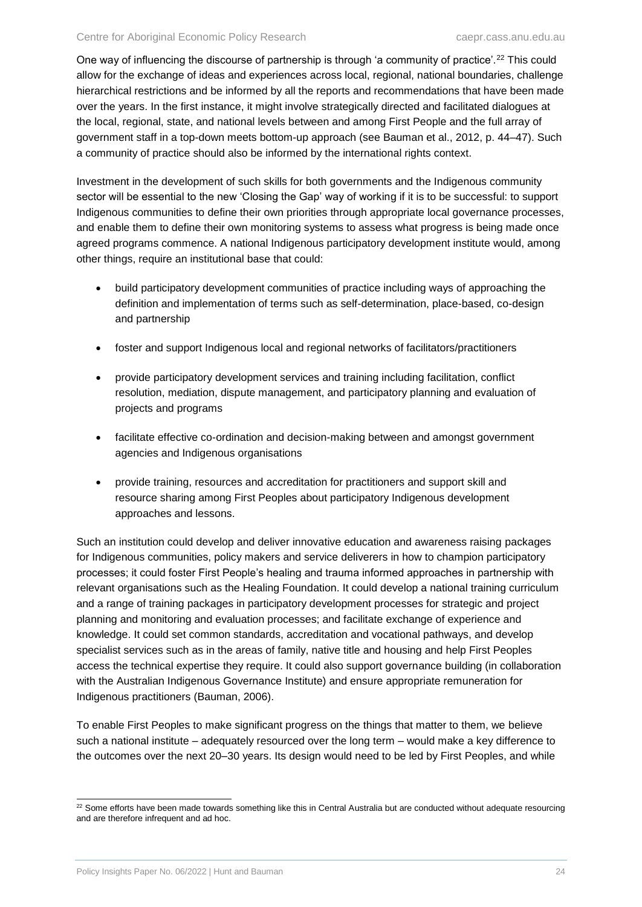One way of influencing the discourse of partnership is through 'a community of practice'.[22] This could allow for the exchange of ideas and experiences across local, regional, national boundaries, challenge hierarchical restrictions and be informed by all the reports and recommendations that have been made over the years. In the first instance, it might involve strategically directed and facilitated dialogues at the local, regional, state, and national levels between and among First People and the full array of government staff in a top-down meets bottom-up approach (see Bauman et al., 2012, p. 44–47). Such a community of practice should also be informed by the international rights context.

Investment in the development of such skills for both governments and the Indigenous community sector will be essential to the new 'Closing the Gap' way of working if it is to be successful: to support Indigenous communities to define their own priorities through appropriate local governance processes, and enable them to define their own monitoring systems to assess what progress is being made once agreed programs commence. A national Indigenous participatory development institute would, among other things, require an institutional base that could:

- build participatory development communities of practice including ways of approaching the definition and implementation of terms such as self-determination, place-based, co-design and partnership
- foster and support Indigenous local and regional networks of facilitators/practitioners
- provide participatory development services and training including facilitation, conflict resolution, mediation, dispute management, and participatory planning and evaluation of projects and programs
- facilitate effective co-ordination and decision-making between and amongst government agencies and Indigenous organisations
- provide training, resources and accreditation for practitioners and support skill and resource sharing among First Peoples about participatory Indigenous development approaches and lessons.

Such an institution could develop and deliver innovative education and awareness raising packages for Indigenous communities, policy makers and service deliverers in how to champion participatory processes; it could foster First People's healing and trauma informed approaches in partnership with relevant organisations such as the Healing Foundation. It could develop a national training curriculum and a range of training packages in participatory development processes for strategic and project planning and monitoring and evaluation processes; and facilitate exchange of experience and knowledge. It could set common standards, accreditation and vocational pathways, and develop specialist services such as in the areas of family, native title and housing and help First Peoples access the technical expertise they require. It could also support governance building (in collaboration with the Australian Indigenous Governance Institute) and ensure appropriate remuneration for Indigenous practitioners (Bauman, 2006).

To enable First Peoples to make significant progress on the things that matter to them, we believe such a national institute – adequately resourced over the long term – would make a key difference to the outcomes over the next 20–30 years. Its design would need to be led by First Peoples, and while

[22] Some efforts have been made towards something like this in Central Australia but are conducted without adequate resourcing and are therefore infrequent and ad hoc.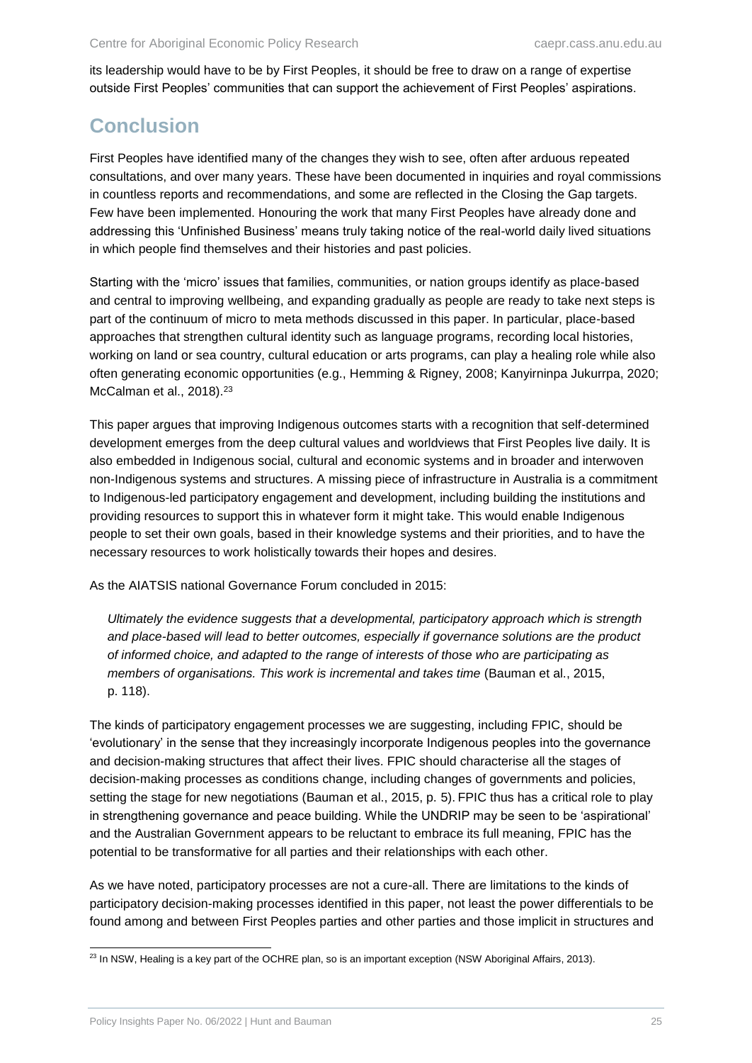its leadership would have to be by First Peoples, it should be free to draw on a range of expertise outside First Peoples' communities that can support the achievement of First Peoples' aspirations.

# Conclusion

First Peoples have identified many of the changes they wish to see, often after arduous repeated consultations, and over many years. These have been documented in inquiries and royal commissions in countless reports and recommendations, and some are reflected in the Closing the Gap targets. Few have been implemented. Honouring the work that many First Peoples have already done and addressing this 'Unfinished Business' means truly taking notice of the real-world daily lived situations in which people find themselves and their histories and past policies.

Starting with the 'micro' issues that families, communities, or nation groups identify as place-based and central to improving wellbeing, and expanding gradually as people are ready to take next steps is part of the continuum of micro to meta methods discussed in this paper. In particular, place-based approaches that strengthen cultural identity such as language programs, recording local histories, working on land or sea country, cultural education or arts programs, can play a healing role while also often generating economic opportunities (e.g., Hemming & Rigney, 2008; Kanyirninpa Jukurrpa, 2020; McCalman et al., 2018).[23]

This paper argues that improving Indigenous outcomes starts with a recognition that self-determined development emerges from the deep cultural values and worldviews that First Peoples live daily. It is also embedded in Indigenous social, cultural and economic systems and in broader and interwoven non-Indigenous systems and structures. A missing piece of infrastructure in Australia is a commitment to Indigenous-led participatory engagement and development, including building the institutions and providing resources to support this in whatever form it might take. This would enable Indigenous people to set their own goals, based in their knowledge systems and their priorities, and to have the necessary resources to work holistically towards their hopes and desires.

As the AIATSIS national Governance Forum concluded in 2015:

> *Ultimately the evidence suggests that a developmental, participatory approach which is strength and place-based will lead to better outcomes, especially if governance solutions are the product of informed choice, and adapted to the range of interests of those who are participating as members of organisations. This work is incremental and takes time* (Bauman et al., 2015, p. 118).

The kinds of participatory engagement processes we are suggesting, including FPIC, should be 'evolutionary' in the sense that they increasingly incorporate Indigenous peoples into the governance and decision-making structures that affect their lives. FPIC should characterise all the stages of decision-making processes as conditions change, including changes of governments and policies, setting the stage for new negotiations (Bauman et al., 2015, p. 5). FPIC thus has a critical role to play in strengthening governance and peace building. While the UNDRIP may be seen to be 'aspirational' and the Australian Government appears to be reluctant to embrace its full meaning, FPIC has the potential to be transformative for all parties and their relationships with each other.

As we have noted, participatory processes are not a cure-all. There are limitations to the kinds of participatory decision-making processes identified in this paper, not least the power differentials to be found among and between First Peoples parties and other parties and those implicit in structures and

[23] In NSW, Healing is a key part of the OCHRE plan, so is an important exception (NSW Aboriginal Affairs, 2013).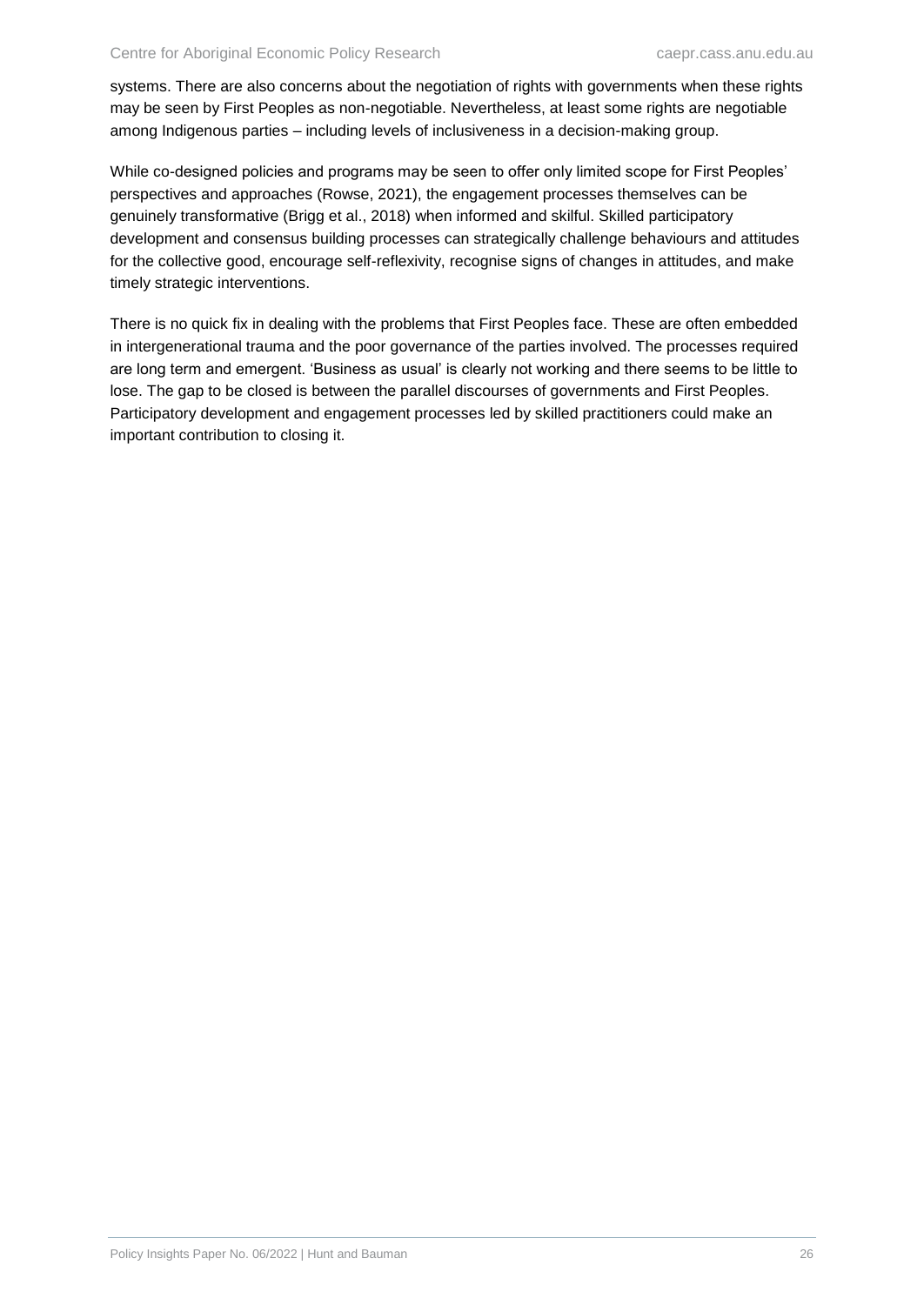systems. There are also concerns about the negotiation of rights with governments when these rights may be seen by First Peoples as non-negotiable. Nevertheless, at least some rights are negotiable among Indigenous parties – including levels of inclusiveness in a decision-making group.

While co-designed policies and programs may be seen to offer only limited scope for First Peoples' perspectives and approaches (Rowse, 2021), the engagement processes themselves can be genuinely transformative (Brigg et al., 2018) when informed and skilful. Skilled participatory development and consensus building processes can strategically challenge behaviours and attitudes for the collective good, encourage self-reflexivity, recognise signs of changes in attitudes, and make timely strategic interventions.

There is no quick fix in dealing with the problems that First Peoples face. These are often embedded in intergenerational trauma and the poor governance of the parties involved. The processes required are long term and emergent. 'Business as usual' is clearly not working and there seems to be little to lose. The gap to be closed is between the parallel discourses of governments and First Peoples. Participatory development and engagement processes led by skilled practitioners could make an important contribution to closing it.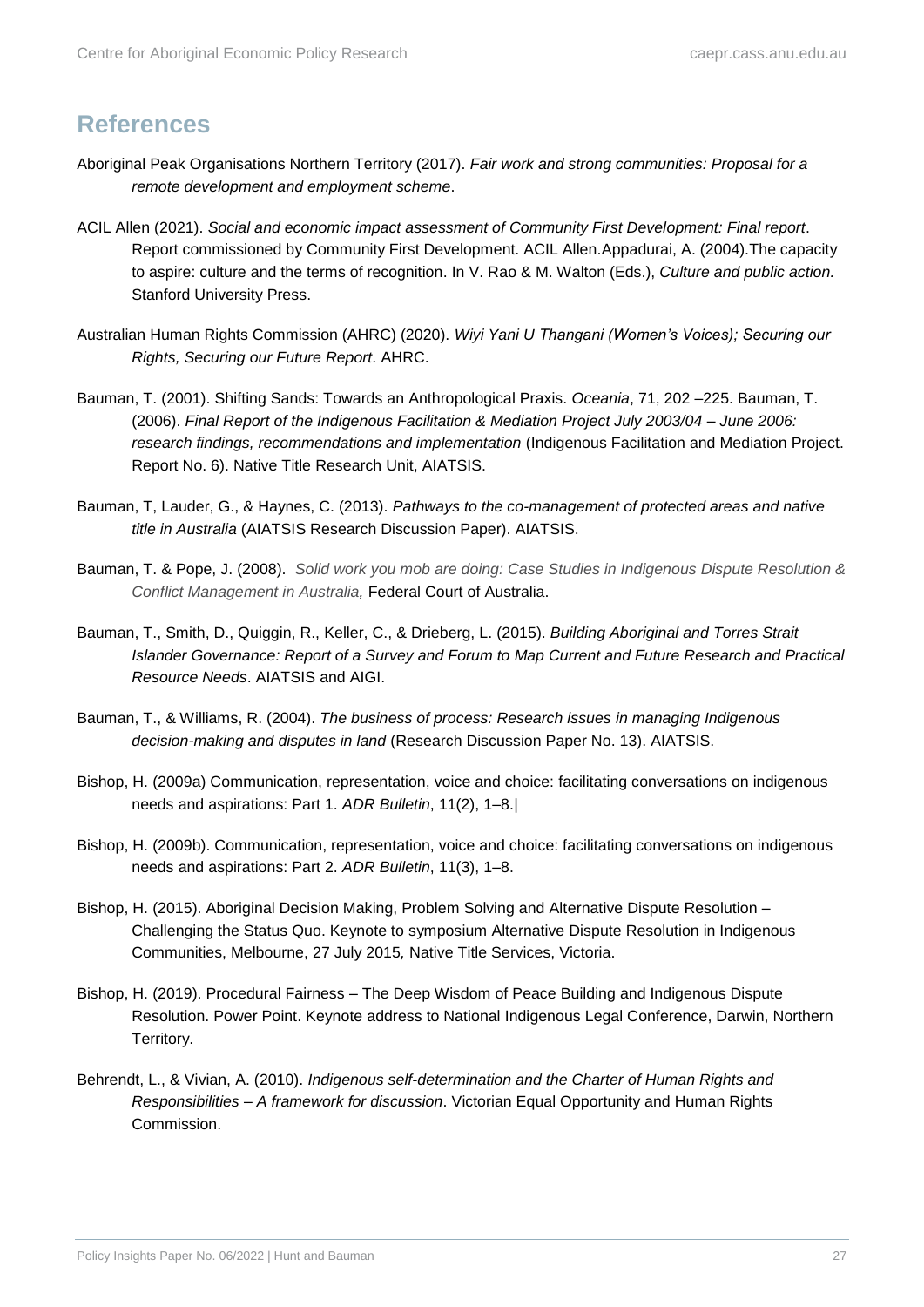## References

Aboriginal Peak Organisations Northern Territory (2017). *Fair work and strong communities: Proposal for a remote development and employment scheme*.

ACIL Allen (2021). *Social and economic impact assessment of Community First Development: Final report*. Report commissioned by Community First Development. ACIL Allen.Appadurai, A. (2004).The capacity to aspire: culture and the terms of recognition. In V. Rao & M. Walton (Eds.), *Culture and public action.* Stanford University Press.

Australian Human Rights Commission (AHRC) (2020). *Wiyi Yani U Thangani (Women's Voices); Securing our Rights, Securing our Future Report*. AHRC.

Bauman, T. (2001). Shifting Sands: Towards an Anthropological Praxis. *Oceania*, 71, 202 –225. Bauman, T. (2006). *Final Report of the Indigenous Facilitation & Mediation Project July 2003/04 – June 2006: research findings, recommendations and implementation* (Indigenous Facilitation and Mediation Project. Report No. 6). Native Title Research Unit, AIATSIS.

Bauman, T, Lauder, G., & Haynes, C. (2013). *Pathways to the co-management of protected areas and native title in Australia* (AIATSIS Research Discussion Paper). AIATSIS.

Bauman, T. & Pope, J. (2008). *Solid work you mob are doing: Case Studies in Indigenous Dispute Resolution & Conflict Management in Australia,* Federal Court of Australia.

Bauman, T., Smith, D., Quiggin, R., Keller, C., & Drieberg, L. (2015). *Building Aboriginal and Torres Strait Islander Governance: Report of a Survey and Forum to Map Current and Future Research and Practical Resource Needs*. AIATSIS and AIGI.

Bauman, T., & Williams, R. (2004). *The business of process: Research issues in managing Indigenous decision-making and disputes in land* (Research Discussion Paper No. 13). AIATSIS.

Bishop, H. (2009a) Communication, representation, voice and choice: facilitating conversations on indigenous needs and aspirations: Part 1. *ADR Bulletin*, 11(2), 1–8.|

Bishop, H. (2009b). Communication, representation, voice and choice: facilitating conversations on indigenous needs and aspirations: Part 2. *ADR Bulletin*, 11(3), 1–8.

Bishop, H. (2015). Aboriginal Decision Making, Problem Solving and Alternative Dispute Resolution – Challenging the Status Quo. Keynote to symposium Alternative Dispute Resolution in Indigenous Communities, Melbourne, 27 July 2015*,* Native Title Services, Victoria.

Bishop, H. (2019). Procedural Fairness – The Deep Wisdom of Peace Building and Indigenous Dispute Resolution. Power Point. Keynote address to National Indigenous Legal Conference, Darwin, Northern Territory.

Behrendt, L., & Vivian, A. (2010). *Indigenous self-determination and the Charter of Human Rights and Responsibilities – A framework for discussion*. Victorian Equal Opportunity and Human Rights Commission.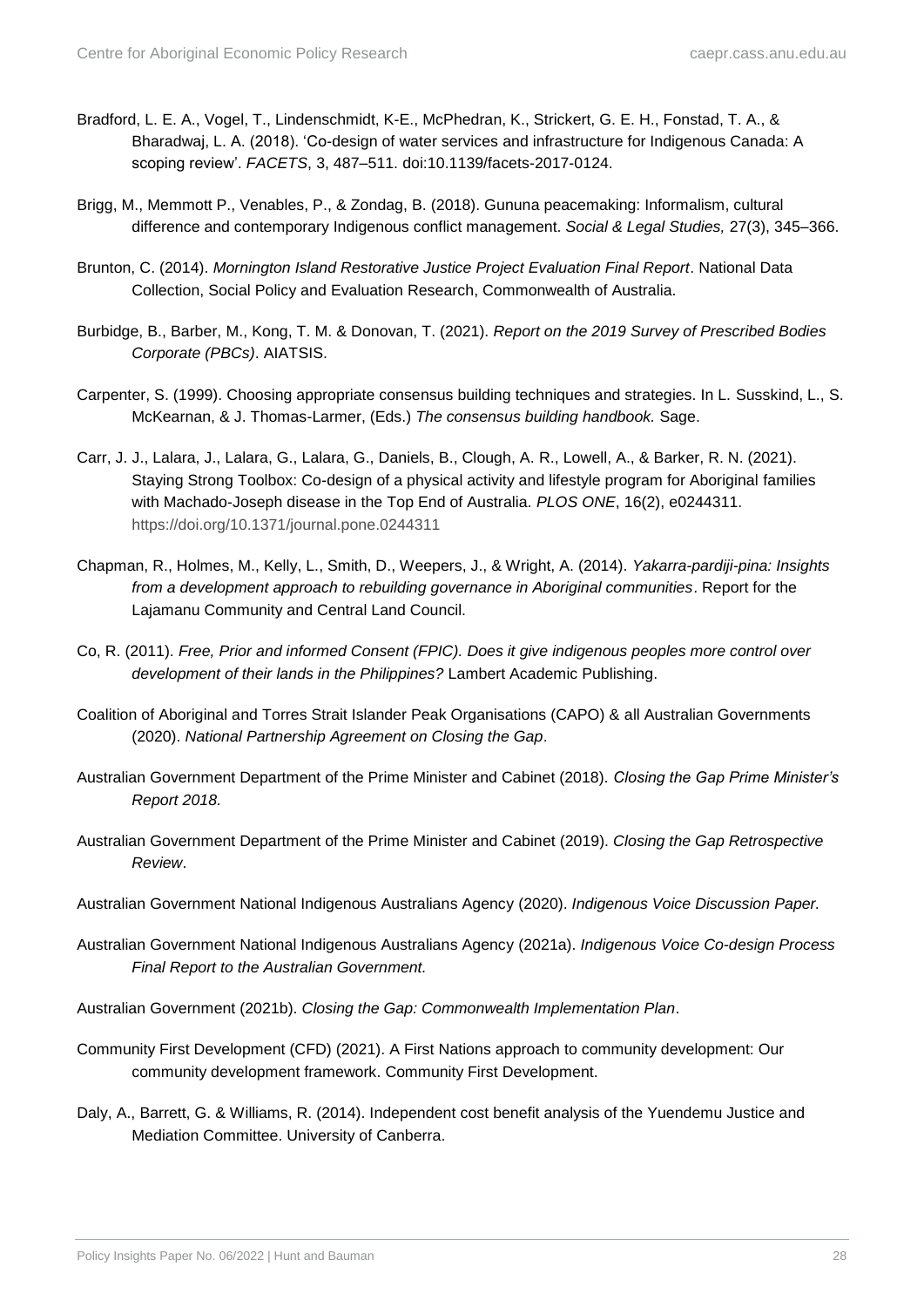Bradford, L. E. A., Vogel, T., Lindenschmidt, K-E., McPhedran, K., Strickert, G. E. H., Fonstad, T. A., & Bharadwaj, L. A. (2018). 'Co-design of water services and infrastructure for Indigenous Canada: A scoping review'. *FACETS*, 3, 487–511. doi:10.1139/facets-2017-0124.

Brigg, M., Memmott P., Venables, P., & Zondag, B. (2018). Gununa peacemaking: Informalism, cultural difference and contemporary Indigenous conflict management. *Social & Legal Studies,* 27(3), 345–366.

Brunton, C. (2014). *Mornington Island Restorative Justice Project Evaluation Final Report*. National Data Collection, Social Policy and Evaluation Research, Commonwealth of Australia.

Burbidge, B., Barber, M., Kong, T. M. & Donovan, T. (2021). *Report on the 2019 Survey of Prescribed Bodies Corporate (PBCs)*. AIATSIS.

Carpenter, S. (1999). Choosing appropriate consensus building techniques and strategies. In L. Susskind, L., S. McKearnan, & J. Thomas-Larmer, (Eds.) *The consensus building handbook.* Sage.

Carr, J. J., Lalara, J., Lalara, G., Lalara, G., Daniels, B., Clough, A. R., Lowell, A., & Barker, R. N. (2021). Staying Strong Toolbox: Co-design of a physical activity and lifestyle program for Aboriginal families with Machado-Joseph disease in the Top End of Australia. *PLOS ONE*, 16(2), e0244311. https://doi.org/10.1371/journal.pone.0244311

Chapman, R., Holmes, M., Kelly, L., Smith, D., Weepers, J., & Wright, A. (2014). *Yakarra-pardiji-pina: Insights from a development approach to rebuilding governance in Aboriginal communities*. Report for the Lajamanu Community and Central Land Council.

Co, R. (2011). *Free, Prior and informed Consent (FPIC). Does it give indigenous peoples more control over development of their lands in the Philippines?* Lambert Academic Publishing.

Coalition of Aboriginal and Torres Strait Islander Peak Organisations (CAPO) & all Australian Governments (2020). *National Partnership Agreement on Closing the Gap*.

Australian Government Department of the Prime Minister and Cabinet (2018). *Closing the Gap Prime Minister's Report 2018.*

Australian Government Department of the Prime Minister and Cabinet (2019). *Closing the Gap Retrospective Review*.

Australian Government National Indigenous Australians Agency (2020). *Indigenous Voice Discussion Paper.*

Australian Government National Indigenous Australians Agency (2021a). *Indigenous Voice Co-design Process Final Report to the Australian Government.*

Australian Government (2021b). *Closing the Gap: Commonwealth Implementation Plan*.

Community First Development (CFD) (2021). A First Nations approach to community development: Our community development framework. Community First Development.

Daly, A., Barrett, G. & Williams, R. (2014). Independent cost benefit analysis of the Yuendemu Justice and Mediation Committee. University of Canberra.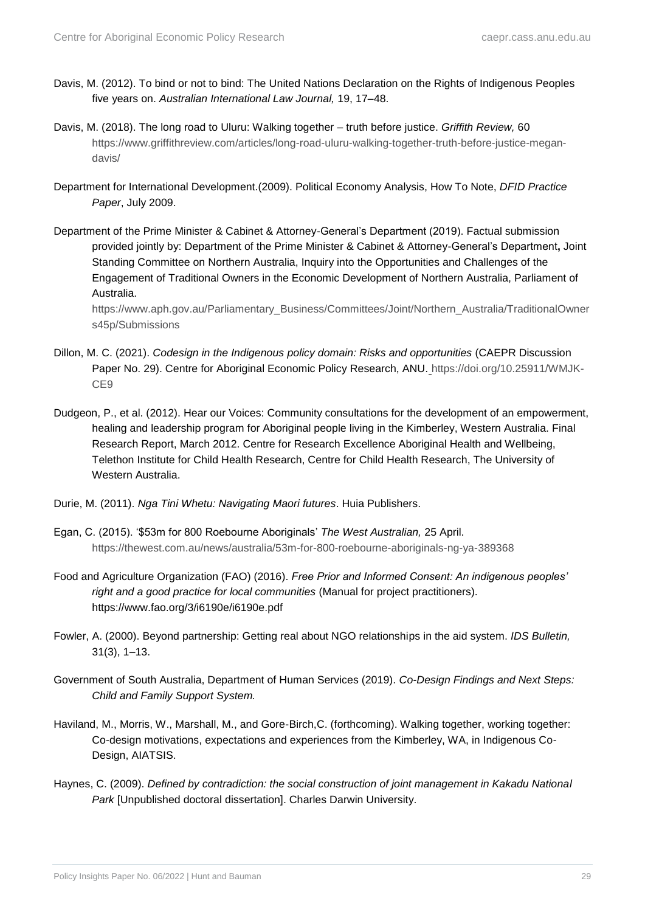Davis, M. (2012). To bind or not to bind: The United Nations Declaration on the Rights of Indigenous Peoples five years on. *Australian International Law Journal,* 19, 17–48.

Davis, M. (2018). The long road to Uluru: Walking together – truth before justice. *Griffith Review,* 60 https://www.griffithreview.com/articles/long-road-uluru-walking-together-truth-before-justice-megan-davis/

Department for International Development.(2009). Political Economy Analysis, How To Note, *DFID Practice Paper*, July 2009.

Department of the Prime Minister & Cabinet & Attorney-General's Department (2019). Factual submission provided jointly by: Department of the Prime Minister & Cabinet & Attorney-General's Department**,** Joint Standing Committee on Northern Australia, Inquiry into the Opportunities and Challenges of the Engagement of Traditional Owners in the Economic Development of Northern Australia, Parliament of Australia. https://www.aph.gov.au/Parliamentary_Business/Committees/Joint/Northern_Australia/TraditionalOwners45p/Submissions

Dillon, M. C. (2021). *Codesign in the Indigenous policy domain: Risks and opportunities* (CAEPR Discussion Paper No. 29). Centre for Aboriginal Economic Policy Research, ANU. https://doi.org/10.25911/WMJK-CE9

Dudgeon, P., et al. (2012). Hear our Voices: Community consultations for the development of an empowerment, healing and leadership program for Aboriginal people living in the Kimberley, Western Australia. Final Research Report, March 2012. Centre for Research Excellence Aboriginal Health and Wellbeing, Telethon Institute for Child Health Research, Centre for Child Health Research, The University of Western Australia.

Durie, M. (2011). *Nga Tini Whetu: Navigating Maori futures*. Huia Publishers.

Egan, C. (2015). '$53m for 800 Roebourne Aboriginals' *The West Australian,* 25 April. https://thewest.com.au/news/australia/53m-for-800-roebourne-aboriginals-ng-ya-389368

Food and Agriculture Organization (FAO) (2016). *Free Prior and Informed Consent: An indigenous peoples' right and a good practice for local communities* (Manual for project practitioners). https://www.fao.org/3/i6190e/i6190e.pdf

Fowler, A. (2000). Beyond partnership: Getting real about NGO relationships in the aid system. *IDS Bulletin,* 31(3), 1–13.

Government of South Australia, Department of Human Services (2019). *Co-Design Findings and Next Steps: Child and Family Support System.*

Haviland, M., Morris, W., Marshall, M., and Gore-Birch,C. (forthcoming). Walking together, working together: Co-design motivations, expectations and experiences from the Kimberley, WA, in Indigenous Co-Design, AIATSIS.

Haynes, C. (2009). *Defined by contradiction: the social construction of joint management in Kakadu National Park* [Unpublished doctoral dissertation]. Charles Darwin University.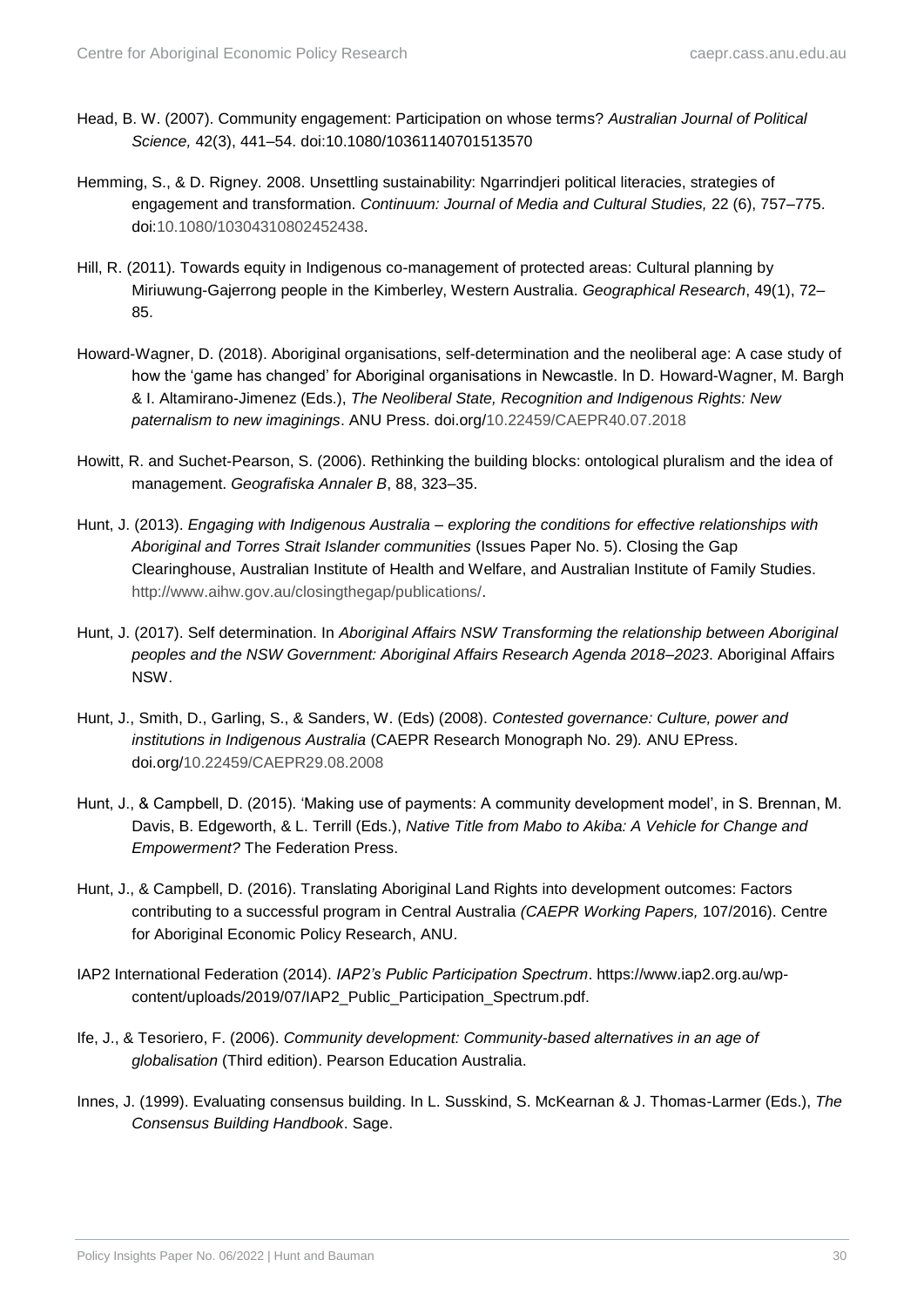Head, B. W. (2007). Community engagement: Participation on whose terms? *Australian Journal of Political Science,* 42(3), 441–54. doi:10.1080/10361140701513570

Hemming, S., & D. Rigney. 2008. Unsettling sustainability: Ngarrindjeri political literacies, strategies of engagement and transformation. *Continuum: Journal of Media and Cultural Studies,* 22 (6), 757–775. doi:10.1080/10304310802452438.

Hill, R. (2011). Towards equity in Indigenous co-management of protected areas: Cultural planning by Miriuwung-Gajerrong people in the Kimberley, Western Australia. *Geographical Research*, 49(1), 72–85.

Howard-Wagner, D. (2018). Aboriginal organisations, self-determination and the neoliberal age: A case study of how the 'game has changed' for Aboriginal organisations in Newcastle. In D. Howard-Wagner, M. Bargh & I. Altamirano-Jimenez (Eds.), *The Neoliberal State, Recognition and Indigenous Rights: New paternalism to new imaginings*. ANU Press. doi.org/10.22459/CAEPR40.07.2018

Howitt, R. and Suchet-Pearson, S. (2006). Rethinking the building blocks: ontological pluralism and the idea of management. *Geografiska Annaler B*, 88, 323–35.

Hunt, J. (2013). *Engaging with Indigenous Australia – exploring the conditions for effective relationships with Aboriginal and Torres Strait Islander communities* (Issues Paper No. 5). Closing the Gap Clearinghouse, Australian Institute of Health and Welfare, and Australian Institute of Family Studies. http://www.aihw.gov.au/closingthegap/publications/.

Hunt, J. (2017). Self determination. In *Aboriginal Affairs NSW Transforming the relationship between Aboriginal peoples and the NSW Government: Aboriginal Affairs Research Agenda 2018–2023*. Aboriginal Affairs NSW.

Hunt, J., Smith, D., Garling, S., & Sanders, W. (Eds) (2008). *Contested governance: Culture, power and institutions in Indigenous Australia* (CAEPR Research Monograph No. 29)*.* ANU EPress. doi.org/10.22459/CAEPR29.08.2008

Hunt, J., & Campbell, D. (2015). 'Making use of payments: A community development model', in S. Brennan, M. Davis, B. Edgeworth, & L. Terrill (Eds.), *Native Title from Mabo to Akiba: A Vehicle for Change and Empowerment?* The Federation Press.

Hunt, J., & Campbell, D. (2016). Translating Aboriginal Land Rights into development outcomes: Factors contributing to a successful program in Central Australia *(CAEPR Working Papers,* 107/2016). Centre for Aboriginal Economic Policy Research, ANU.

IAP2 International Federation (2014). *IAP2's Public Participation Spectrum*. https://www.iap2.org.au/wp-content/uploads/2019/07/IAP2_Public_Participation_Spectrum.pdf.

Ife, J., & Tesoriero, F. (2006). *Community development: Community-based alternatives in an age of globalisation* (Third edition). Pearson Education Australia.

Innes, J. (1999). Evaluating consensus building. In L. Susskind, S. McKearnan & J. Thomas-Larmer (Eds.), *The Consensus Building Handbook*. Sage.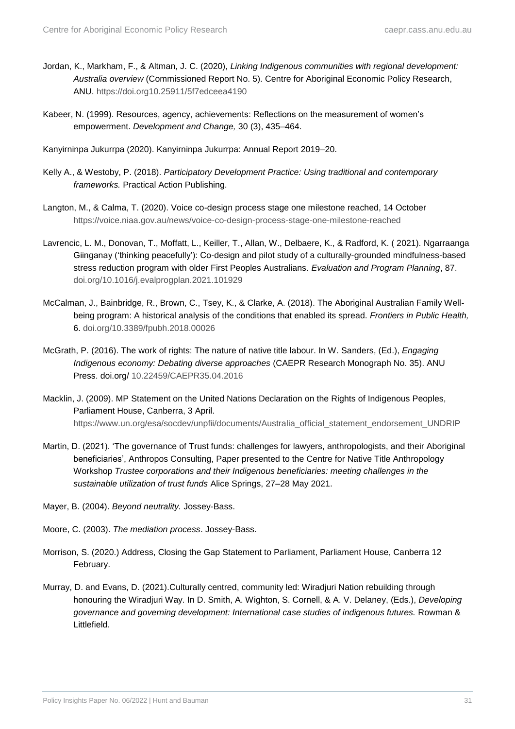Jordan, K., Markham, F., & Altman, J. C. (2020), *Linking Indigenous communities with regional development: Australia overview* (Commissioned Report No. 5). Centre for Aboriginal Economic Policy Research, ANU. https://doi.org10.25911/5f7edceea4190

Kabeer, N. (1999). Resources, agency, achievements: Reflections on the measurement of women's empowerment. *Development and Change,* 30 (3), 435–464.

Kanyirninpa Jukurrpa (2020). Kanyirninpa Jukurrpa: Annual Report 2019–20.

Kelly A., & Westoby, P. (2018). *Participatory Development Practice: Using traditional and contemporary frameworks.* Practical Action Publishing.

Langton, M., & Calma, T. (2020). Voice co-design process stage one milestone reached, 14 October https://voice.niaa.gov.au/news/voice-co-design-process-stage-one-milestone-reached

Lavrencic, L. M., Donovan, T., Moffatt, L., Keiller, T., Allan, W., Delbaere, K., & Radford, K. ( 2021). Ngarraanga Giinganay ('thinking peacefully'): Co-design and pilot study of a culturally-grounded mindfulness-based stress reduction program with older First Peoples Australians. *Evaluation and Program Planning*, 87. doi.org/10.1016/j.evalprogplan.2021.101929

McCalman, J., Bainbridge, R., Brown, C., Tsey, K., & Clarke, A. (2018). The Aboriginal Australian Family Well-being program: A historical analysis of the conditions that enabled its spread. *Frontiers in Public Health,* 6. doi.org/10.3389/fpubh.2018.00026

McGrath, P. (2016). The work of rights: The nature of native title labour. In W. Sanders, (Ed.), *Engaging Indigenous economy: Debating diverse approaches* (CAEPR Research Monograph No. 35). ANU Press. doi.org/ 10.22459/CAEPR35.04.2016

Macklin, J. (2009). MP Statement on the United Nations Declaration on the Rights of Indigenous Peoples, Parliament House, Canberra, 3 April. https://www.un.org/esa/socdev/unpfii/documents/Australia_official_statement_endorsement_UNDRIP

Martin, D. (2021). 'The governance of Trust funds: challenges for lawyers, anthropologists, and their Aboriginal beneficiaries', Anthropos Consulting, Paper presented to the Centre for Native Title Anthropology Workshop *Trustee corporations and their Indigenous beneficiaries: meeting challenges in the sustainable utilization of trust funds* Alice Springs, 27–28 May 2021.

Mayer, B. (2004). *Beyond neutrality.* Jossey-Bass.

Moore, C. (2003). *The mediation process*. Jossey-Bass.

Morrison, S. (2020.) Address, Closing the Gap Statement to Parliament, Parliament House, Canberra 12 February.

Murray, D. and Evans, D. (2021).Culturally centred, community led: Wiradjuri Nation rebuilding through honouring the Wiradjuri Way. In D. Smith, A. Wighton, S. Cornell, & A. V. Delaney, (Eds.), *Developing governance and governing development: International case studies of indigenous futures.* Rowman & Littlefield.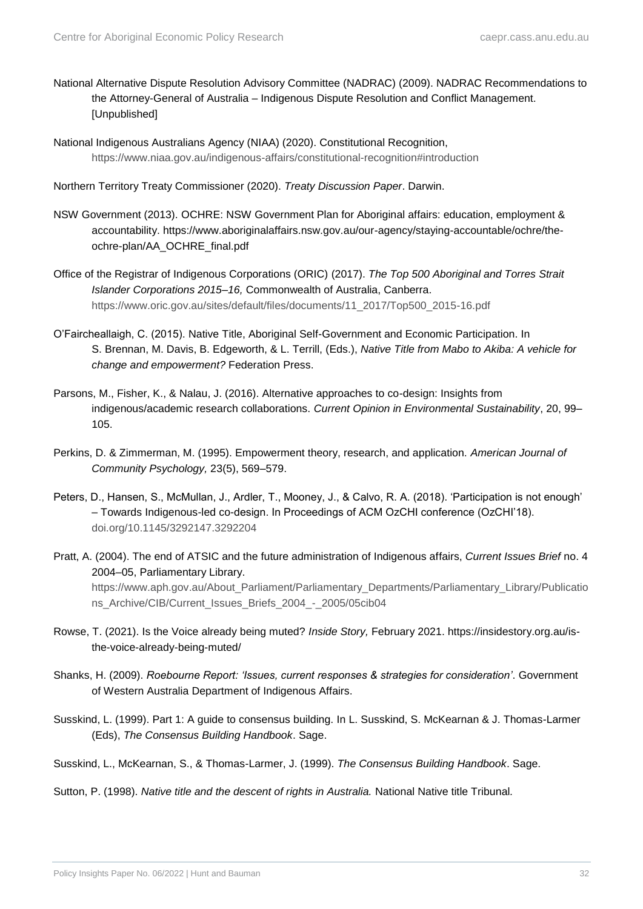National Alternative Dispute Resolution Advisory Committee (NADRAC) (2009). NADRAC Recommendations to the Attorney-General of Australia – Indigenous Dispute Resolution and Conflict Management. [Unpublished]

National Indigenous Australians Agency (NIAA) (2020). Constitutional Recognition, https://www.niaa.gov.au/indigenous-affairs/constitutional-recognition#introduction

Northern Territory Treaty Commissioner (2020). *Treaty Discussion Paper*. Darwin.

NSW Government (2013). OCHRE: NSW Government Plan for Aboriginal affairs: education, employment & accountability. https://www.aboriginalaffairs.nsw.gov.au/our-agency/staying-accountable/ochre/the-ochre-plan/AA_OCHRE_final.pdf

Office of the Registrar of Indigenous Corporations (ORIC) (2017). *The Top 500 Aboriginal and Torres Strait Islander Corporations 2015–16,* Commonwealth of Australia, Canberra. https://www.oric.gov.au/sites/default/files/documents/11_2017/Top500_2015-16.pdf

O'Faircheallaigh, C. (2015). Native Title, Aboriginal Self-Government and Economic Participation. In S. Brennan, M. Davis, B. Edgeworth, & L. Terrill, (Eds.), *Native Title from Mabo to Akiba: A vehicle for change and empowerment?* Federation Press.

Parsons, M., Fisher, K., & Nalau, J. (2016). Alternative approaches to co-design: Insights from indigenous/academic research collaborations. *Current Opinion in Environmental Sustainability*, 20, 99–105.

Perkins, D. & Zimmerman, M. (1995). Empowerment theory, research, and application. *American Journal of Community Psychology,* 23(5), 569–579.

Peters, D., Hansen, S., McMullan, J., Ardler, T., Mooney, J., & Calvo, R. A. (2018). 'Participation is not enough' – Towards Indigenous-led co-design. In Proceedings of ACM OzCHI conference (OzCHI'18). doi.org/10.1145/3292147.3292204

Pratt, A. (2004). The end of ATSIC and the future administration of Indigenous affairs, *Current Issues Brief* no. 4 2004–05, Parliamentary Library. https://www.aph.gov.au/About_Parliament/Parliamentary_Departments/Parliamentary_Library/Publications_Archive/CIB/Current_Issues_Briefs_2004_-_2005/05cib04

Rowse, T. (2021). Is the Voice already being muted? *Inside Story,* February 2021. https://insidestory.org.au/is-the-voice-already-being-muted/

Shanks, H. (2009). *Roebourne Report: 'Issues, current responses & strategies for consideration'*. Government of Western Australia Department of Indigenous Affairs.

Susskind, L. (1999). Part 1: A guide to consensus building. In L. Susskind, S. McKearnan & J. Thomas-Larmer (Eds), *The Consensus Building Handbook*. Sage.

Susskind, L., McKearnan, S., & Thomas-Larmer, J. (1999). *The Consensus Building Handbook*. Sage.

Sutton, P. (1998). *Native title and the descent of rights in Australia.* National Native title Tribunal.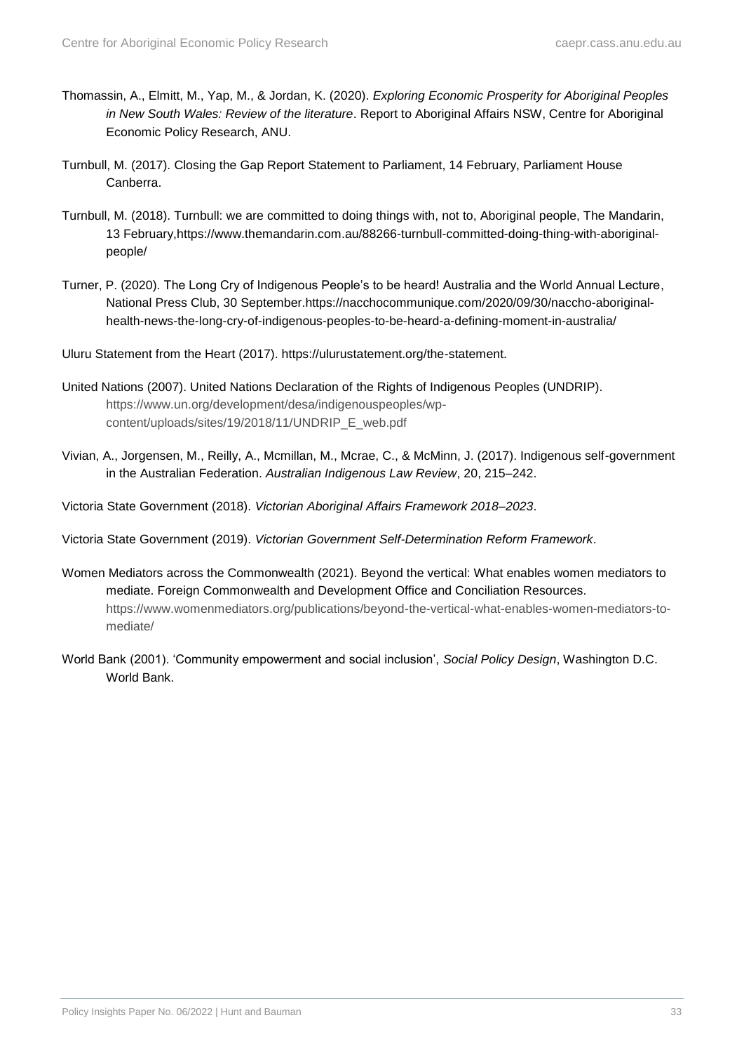Thomassin, A., Elmitt, M., Yap, M., & Jordan, K. (2020). *Exploring Economic Prosperity for Aboriginal Peoples in New South Wales: Review of the literature*. Report to Aboriginal Affairs NSW, Centre for Aboriginal Economic Policy Research, ANU.

Turnbull, M. (2017). Closing the Gap Report Statement to Parliament, 14 February, Parliament House Canberra.

Turnbull, M. (2018). Turnbull: we are committed to doing things with, not to, Aboriginal people, The Mandarin, 13 February,https://www.themandarin.com.au/88266-turnbull-committed-doing-thing-with-aboriginal-people/

Turner, P. (2020). The Long Cry of Indigenous People's to be heard! Australia and the World Annual Lecture, National Press Club, 30 September.https://nacchocommunique.com/2020/09/30/naccho-aboriginal-health-news-the-long-cry-of-indigenous-peoples-to-be-heard-a-defining-moment-in-australia/

Uluru Statement from the Heart (2017). https://ulurustatement.org/the-statement.

United Nations (2007). United Nations Declaration of the Rights of Indigenous Peoples (UNDRIP). https://www.un.org/development/desa/indigenouspeoples/wp-content/uploads/sites/19/2018/11/UNDRIP_E_web.pdf

Vivian, A., Jorgensen, M., Reilly, A., Mcmillan, M., Mcrae, C., & McMinn, J. (2017). Indigenous self-government in the Australian Federation. *Australian Indigenous Law Review*, 20, 215–242.

Victoria State Government (2018). *Victorian Aboriginal Affairs Framework 2018–2023*.

Victoria State Government (2019). *Victorian Government Self-Determination Reform Framework*.

Women Mediators across the Commonwealth (2021). Beyond the vertical: What enables women mediators to mediate. Foreign Commonwealth and Development Office and Conciliation Resources. https://www.womenmediators.org/publications/beyond-the-vertical-what-enables-women-mediators-to-mediate/

World Bank (2001). 'Community empowerment and social inclusion', *Social Policy Design*, Washington D.C. World Bank.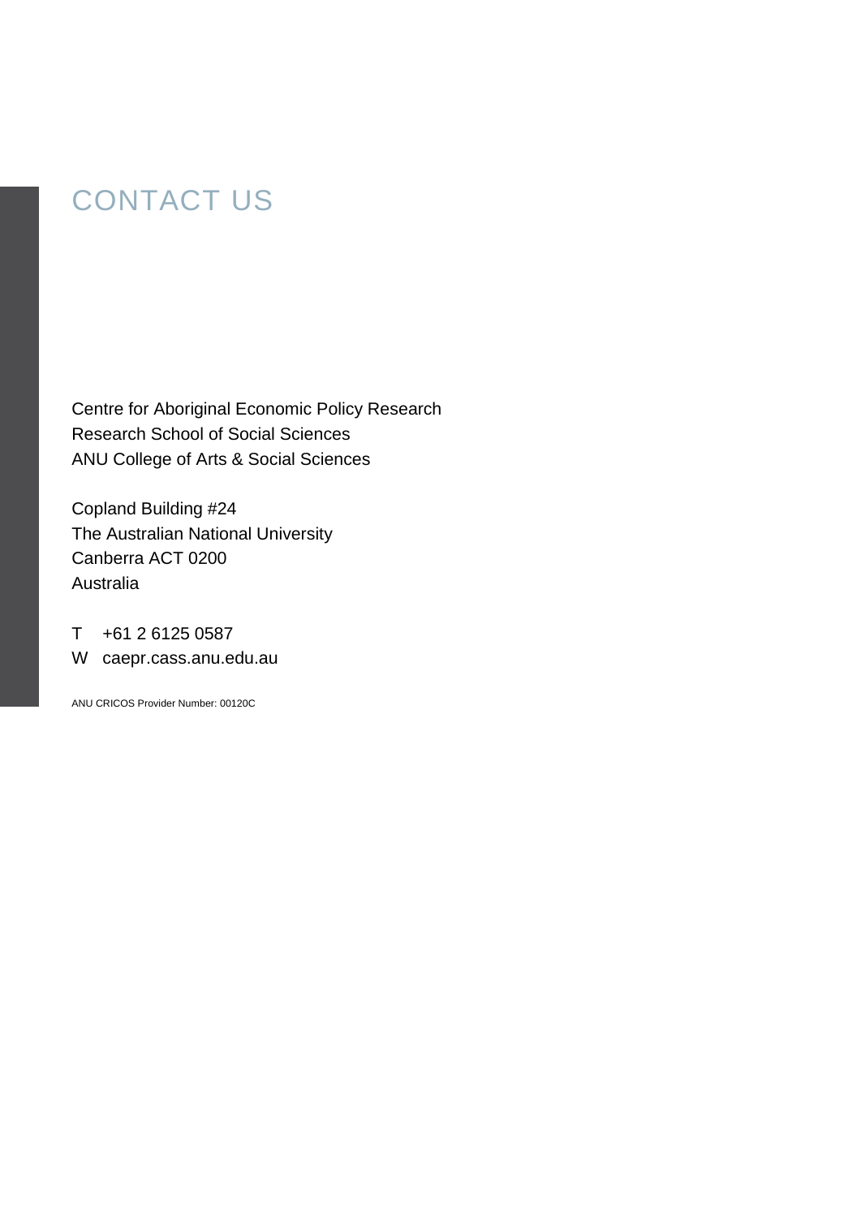# CONTACT US

Centre for Aboriginal Economic Policy Research
Research School of Social Sciences
ANU College of Arts & Social Sciences

Copland Building #24
The Australian National University
Canberra ACT 0200
Australia

T +61 2 6125 0587
W caepr.cass.anu.edu.au

ANU CRICOS Provider Number: 00120C